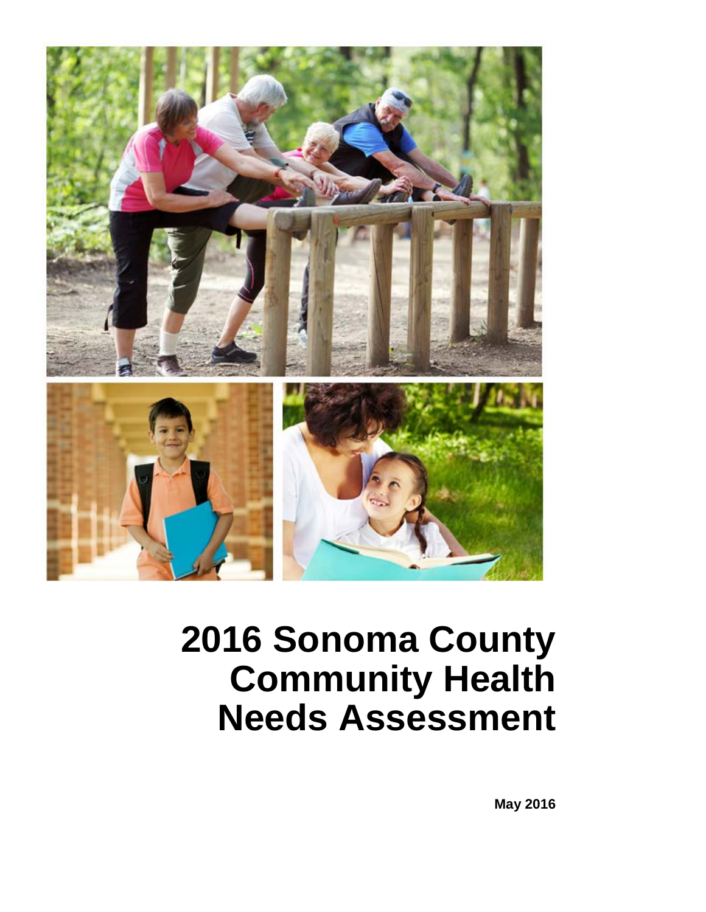# 2016 Sonoma County Community Health Needs Assessment

**May 2016**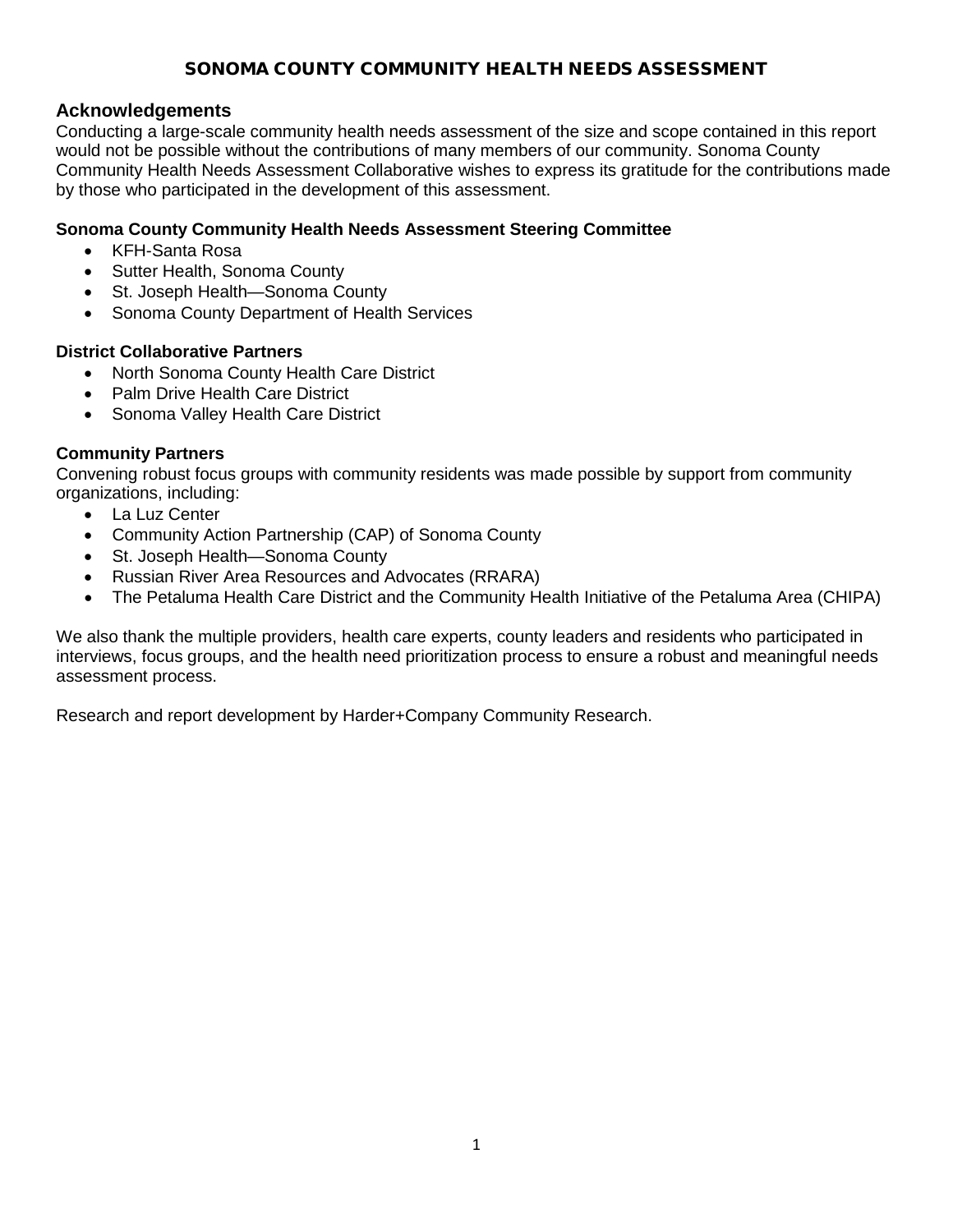# SONOMA COUNTY COMMUNITY HEALTH NEEDS ASSESSMENT

## Acknowledgements

Conducting a large-scale community health needs assessment of the size and scope contained in this report would not be possible without the contributions of many members of our community. Sonoma County Community Health Needs Assessment Collaborative wishes to express its gratitude for the contributions made by those who participated in the development of this assessment.

### Sonoma County Community Health Needs Assessment Steering Committee

- KFH-Santa Rosa
- Sutter Health, Sonoma County
- St. Joseph Health—Sonoma County
- Sonoma County Department of Health Services

### District Collaborative Partners

- North Sonoma County Health Care District
- Palm Drive Health Care District
- Sonoma Valley Health Care District

### Community Partners

Convening robust focus groups with community residents was made possible by support from community organizations, including:

- La Luz Center
- Community Action Partnership (CAP) of Sonoma County
- St. Joseph Health—Sonoma County
- Russian River Area Resources and Advocates (RRARA)
- The Petaluma Health Care District and the Community Health Initiative of the Petaluma Area (CHIPA)

We also thank the multiple providers, health care experts, county leaders and residents who participated in interviews, focus groups, and the health need prioritization process to ensure a robust and meaningful needs assessment process.

Research and report development by Harder+Company Community Research.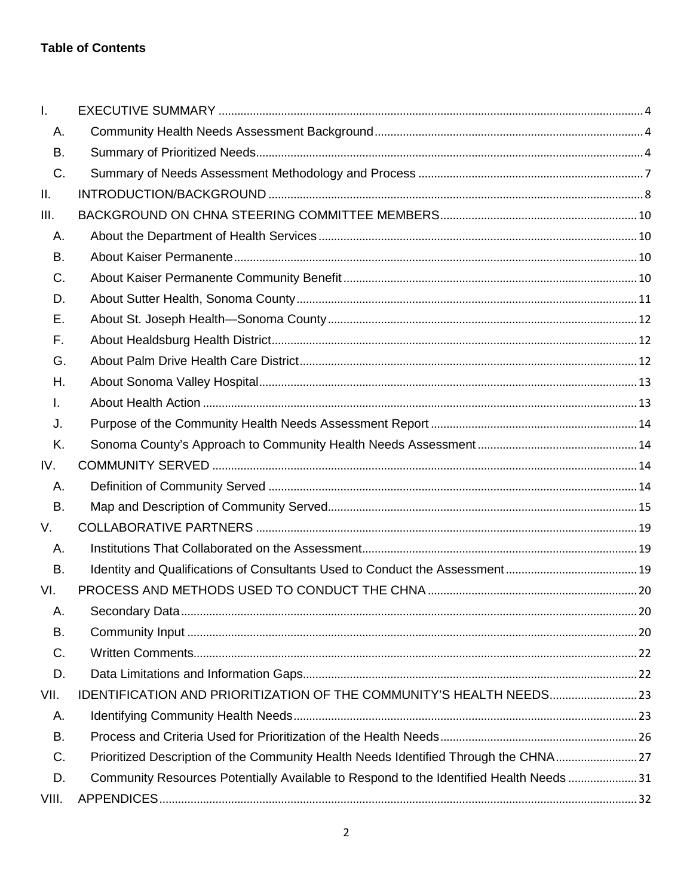**Table of Contents**

- I. EXECUTIVE SUMMARY ..... 4
  - A. Community Health Needs Assessment Background ..... 4
  - B. Summary of Prioritized Needs ..... 4
  - C. Summary of Needs Assessment Methodology and Process ..... 7
- II. INTRODUCTION/BACKGROUND ..... 8
- III. BACKGROUND ON CHNA STEERING COMMITTEE MEMBERS ..... 10
  - A. About the Department of Health Services ..... 10
  - B. About Kaiser Permanente ..... 10
  - C. About Kaiser Permanente Community Benefit ..... 10
  - D. About Sutter Health, Sonoma County ..... 11
  - E. About St. Joseph Health—Sonoma County ..... 12
  - F. About Healdsburg Health District ..... 12
  - G. About Palm Drive Health Care District ..... 12
  - H. About Sonoma Valley Hospital ..... 13
  - I. About Health Action ..... 13
  - J. Purpose of the Community Health Needs Assessment Report ..... 14
  - K. Sonoma County's Approach to Community Health Needs Assessment ..... 14
- IV. COMMUNITY SERVED ..... 14
  - A. Definition of Community Served ..... 14
  - B. Map and Description of Community Served ..... 15
- V. COLLABORATIVE PARTNERS ..... 19
  - A. Institutions That Collaborated on the Assessment ..... 19
  - B. Identity and Qualifications of Consultants Used to Conduct the Assessment ..... 19
- VI. PROCESS AND METHODS USED TO CONDUCT THE CHNA ..... 20
  - A. Secondary Data ..... 20
  - B. Community Input ..... 20
  - C. Written Comments ..... 22
  - D. Data Limitations and Information Gaps ..... 22
- VII. IDENTIFICATION AND PRIORITIZATION OF THE COMMUNITY'S HEALTH NEEDS ..... 23
  - A. Identifying Community Health Needs ..... 23
  - B. Process and Criteria Used for Prioritization of the Health Needs ..... 26
  - C. Prioritized Description of the Community Health Needs Identified Through the CHNA ..... 27
  - D. Community Resources Potentially Available to Respond to the Identified Health Needs ..... 31
- VIII. APPENDICES ..... 32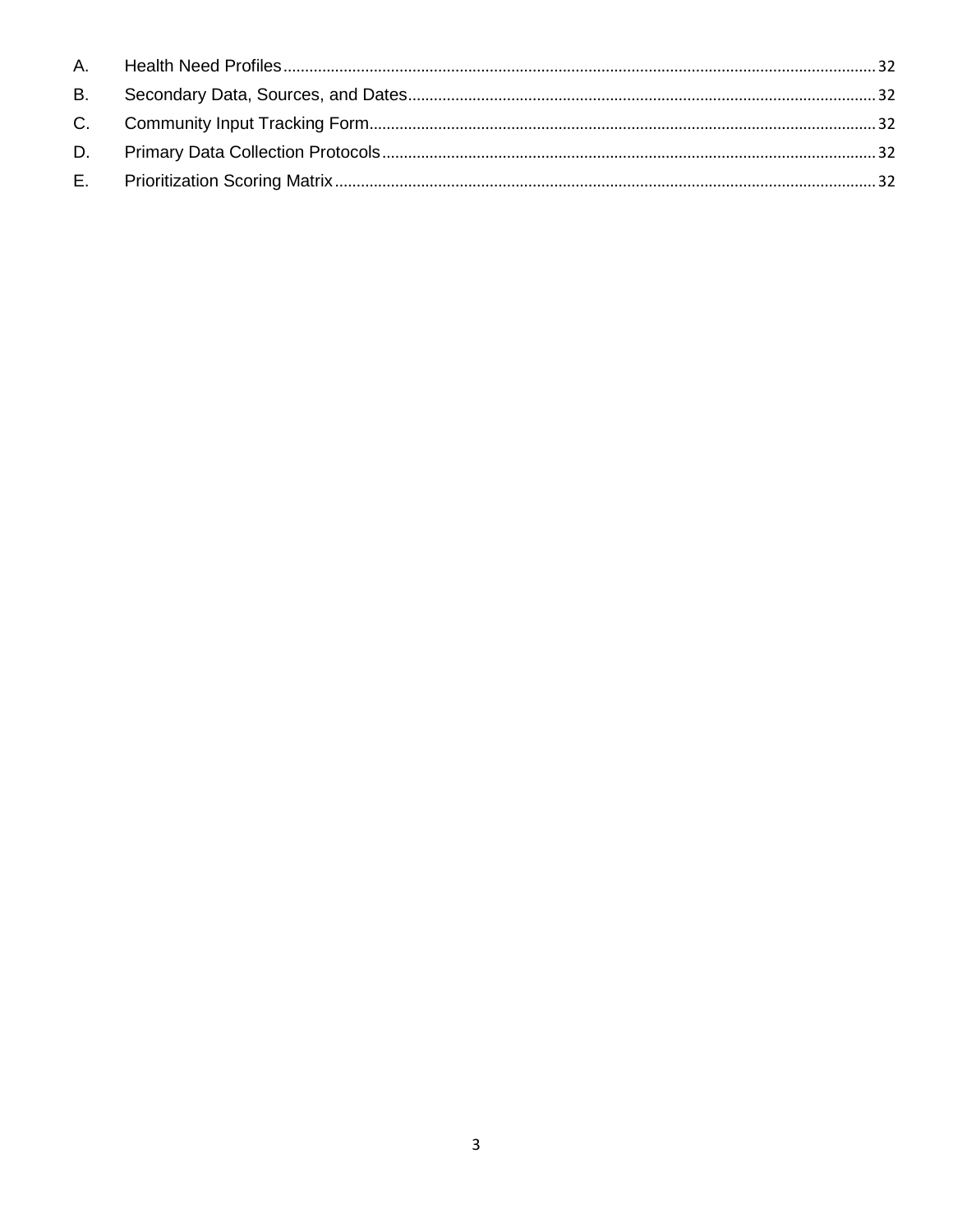A. Health Need Profiles........................................................................................................................ 32

B. Secondary Data, Sources, and Dates........................................................................................... 32

C. Community Input Tracking Form.................................................................................................. 32

D. Primary Data Collection Protocols................................................................................................ 32

E. Prioritization Scoring Matrix........................................................................................................... 32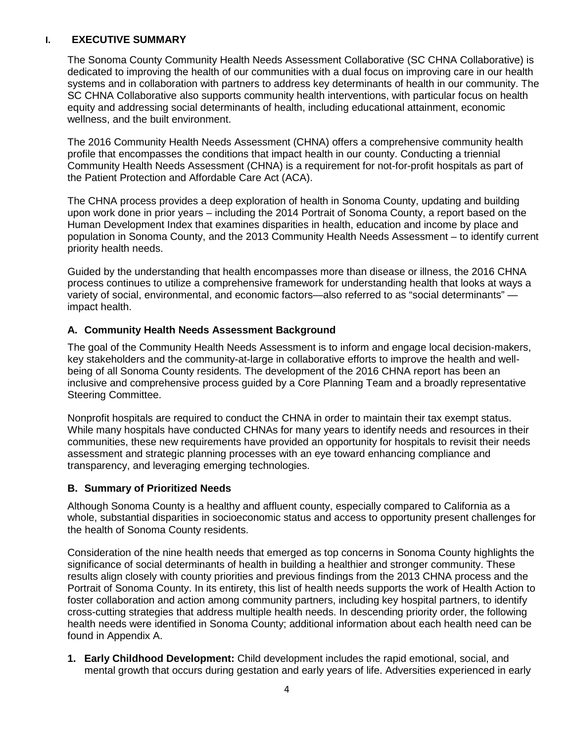# I. EXECUTIVE SUMMARY

The Sonoma County Community Health Needs Assessment Collaborative (SC CHNA Collaborative) is dedicated to improving the health of our communities with a dual focus on improving care in our health systems and in collaboration with partners to address key determinants of health in our community. The SC CHNA Collaborative also supports community health interventions, with particular focus on health equity and addressing social determinants of health, including educational attainment, economic wellness, and the built environment.

The 2016 Community Health Needs Assessment (CHNA) offers a comprehensive community health profile that encompasses the conditions that impact health in our county. Conducting a triennial Community Health Needs Assessment (CHNA) is a requirement for not-for-profit hospitals as part of the Patient Protection and Affordable Care Act (ACA).

The CHNA process provides a deep exploration of health in Sonoma County, updating and building upon work done in prior years – including the 2014 Portrait of Sonoma County, a report based on the Human Development Index that examines disparities in health, education and income by place and population in Sonoma County, and the 2013 Community Health Needs Assessment – to identify current priority health needs.

Guided by the understanding that health encompasses more than disease or illness, the 2016 CHNA process continues to utilize a comprehensive framework for understanding health that looks at ways a variety of social, environmental, and economic factors—also referred to as "social determinants" — impact health.

## A. Community Health Needs Assessment Background

The goal of the Community Health Needs Assessment is to inform and engage local decision-makers, key stakeholders and the community-at-large in collaborative efforts to improve the health and well-being of all Sonoma County residents. The development of the 2016 CHNA report has been an inclusive and comprehensive process guided by a Core Planning Team and a broadly representative Steering Committee.

Nonprofit hospitals are required to conduct the CHNA in order to maintain their tax exempt status. While many hospitals have conducted CHNAs for many years to identify needs and resources in their communities, these new requirements have provided an opportunity for hospitals to revisit their needs assessment and strategic planning processes with an eye toward enhancing compliance and transparency, and leveraging emerging technologies.

## B. Summary of Prioritized Needs

Although Sonoma County is a healthy and affluent county, especially compared to California as a whole, substantial disparities in socioeconomic status and access to opportunity present challenges for the health of Sonoma County residents.

Consideration of the nine health needs that emerged as top concerns in Sonoma County highlights the significance of social determinants of health in building a healthier and stronger community. These results align closely with county priorities and previous findings from the 2013 CHNA process and the Portrait of Sonoma County. In its entirety, this list of health needs supports the work of Health Action to foster collaboration and action among community partners, including key hospital partners, to identify cross-cutting strategies that address multiple health needs. In descending priority order, the following health needs were identified in Sonoma County; additional information about each health need can be found in Appendix A.

1. **Early Childhood Development:** Child development includes the rapid emotional, social, and mental growth that occurs during gestation and early years of life. Adversities experienced in early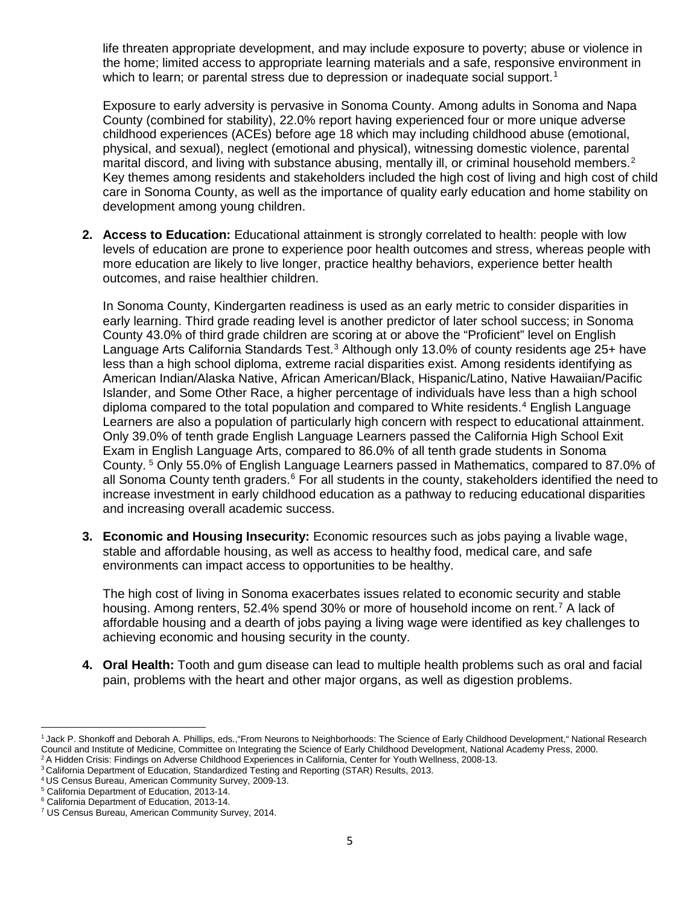life threaten appropriate development, and may include exposure to poverty; abuse or violence in the home; limited access to appropriate learning materials and a safe, responsive environment in which to learn; or parental stress due to depression or inadequate social support.[1]

Exposure to early adversity is pervasive in Sonoma County. Among adults in Sonoma and Napa County (combined for stability), 22.0% report having experienced four or more unique adverse childhood experiences (ACEs) before age 18 which may including childhood abuse (emotional, physical, and sexual), neglect (emotional and physical), witnessing domestic violence, parental marital discord, and living with substance abusing, mentally ill, or criminal household members.[2] Key themes among residents and stakeholders included the high cost of living and high cost of child care in Sonoma County, as well as the importance of quality early education and home stability on development among young children.

2. **Access to Education:** Educational attainment is strongly correlated to health: people with low levels of education are prone to experience poor health outcomes and stress, whereas people with more education are likely to live longer, practice healthy behaviors, experience better health outcomes, and raise healthier children.

   In Sonoma County, Kindergarten readiness is used as an early metric to consider disparities in early learning. Third grade reading level is another predictor of later school success; in Sonoma County 43.0% of third grade children are scoring at or above the "Proficient" level on English Language Arts California Standards Test.[3] Although only 13.0% of county residents age 25+ have less than a high school diploma, extreme racial disparities exist. Among residents identifying as American Indian/Alaska Native, African American/Black, Hispanic/Latino, Native Hawaiian/Pacific Islander, and Some Other Race, a higher percentage of individuals have less than a high school diploma compared to the total population and compared to White residents.[4] English Language Learners are also a population of particularly high concern with respect to educational attainment. Only 39.0% of tenth grade English Language Learners passed the California High School Exit Exam in English Language Arts, compared to 86.0% of all tenth grade students in Sonoma County. [5] Only 55.0% of English Language Learners passed in Mathematics, compared to 87.0% of all Sonoma County tenth graders.[6] For all students in the county, stakeholders identified the need to increase investment in early childhood education as a pathway to reducing educational disparities and increasing overall academic success.

3. **Economic and Housing Insecurity:** Economic resources such as jobs paying a livable wage, stable and affordable housing, as well as access to healthy food, medical care, and safe environments can impact access to opportunities to be healthy.

   The high cost of living in Sonoma exacerbates issues related to economic security and stable housing. Among renters, 52.4% spend 30% or more of household income on rent.[7] A lack of affordable housing and a dearth of jobs paying a living wage were identified as key challenges to achieving economic and housing security in the county.

4. **Oral Health:** Tooth and gum disease can lead to multiple health problems such as oral and facial pain, problems with the heart and other major organs, as well as digestion problems.

---

[1] Jack P. Shonkoff and Deborah A. Phillips, eds.,"From Neurons to Neighborhoods: The Science of Early Childhood Development," National Research Council and Institute of Medicine, Committee on Integrating the Science of Early Childhood Development, National Academy Press, 2000.
[2] A Hidden Crisis: Findings on Adverse Childhood Experiences in California, Center for Youth Wellness, 2008-13.
[3] California Department of Education, Standardized Testing and Reporting (STAR) Results, 2013.
[4] US Census Bureau, American Community Survey, 2009-13.
[5] California Department of Education, 2013-14.
[6] California Department of Education, 2013-14.
[7] US Census Bureau, American Community Survey, 2014.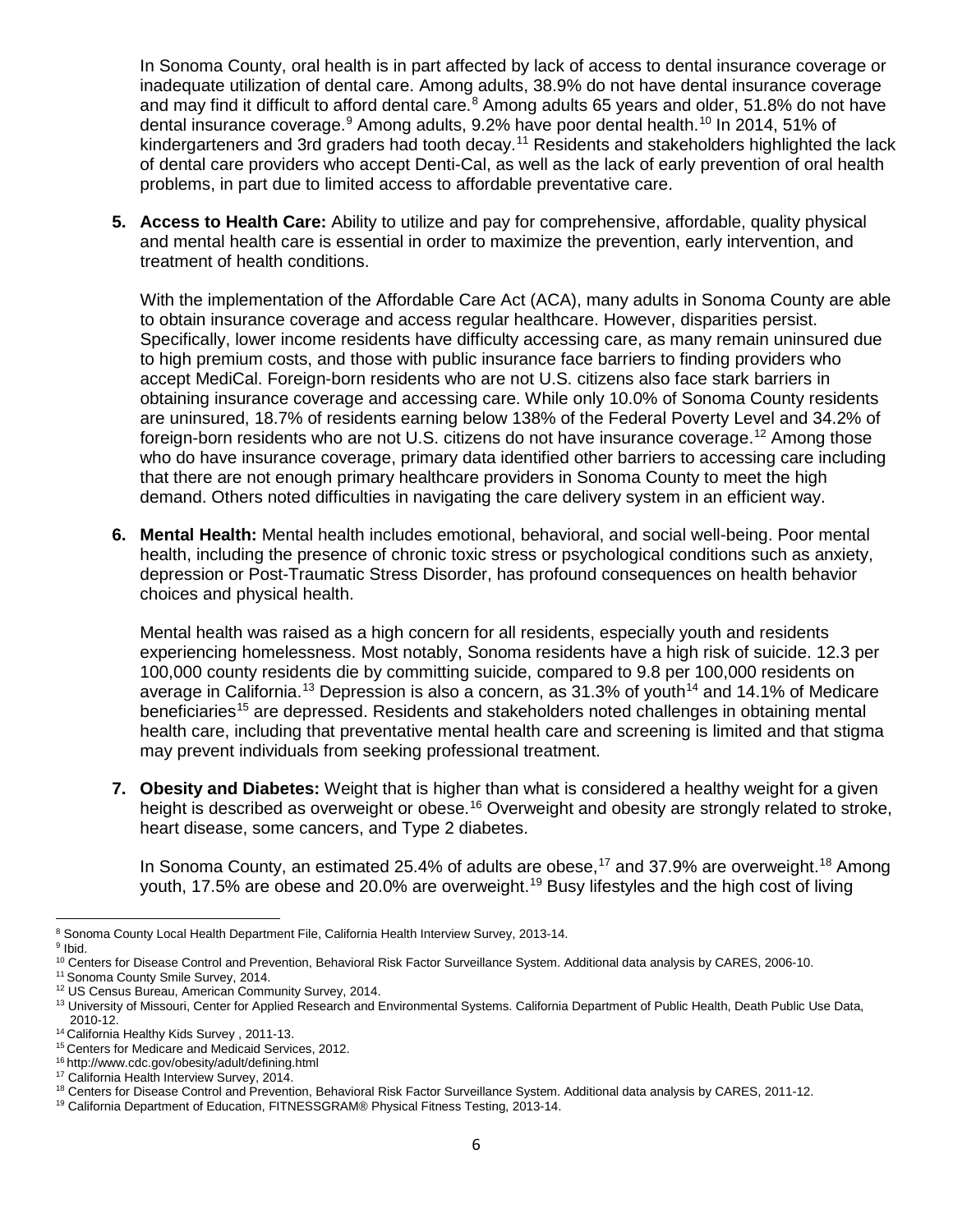In Sonoma County, oral health is in part affected by lack of access to dental insurance coverage or inadequate utilization of dental care. Among adults, 38.9% do not have dental insurance coverage and may find it difficult to afford dental care.[8] Among adults 65 years and older, 51.8% do not have dental insurance coverage.[9] Among adults, 9.2% have poor dental health.[10] In 2014, 51% of kindergarteners and 3rd graders had tooth decay.[11] Residents and stakeholders highlighted the lack of dental care providers who accept Denti-Cal, as well as the lack of early prevention of oral health problems, in part due to limited access to affordable preventative care.

5. **Access to Health Care:** Ability to utilize and pay for comprehensive, affordable, quality physical and mental health care is essential in order to maximize the prevention, early intervention, and treatment of health conditions.

   With the implementation of the Affordable Care Act (ACA), many adults in Sonoma County are able to obtain insurance coverage and access regular healthcare. However, disparities persist. Specifically, lower income residents have difficulty accessing care, as many remain uninsured due to high premium costs, and those with public insurance face barriers to finding providers who accept MediCal. Foreign-born residents who are not U.S. citizens also face stark barriers in obtaining insurance coverage and accessing care. While only 10.0% of Sonoma County residents are uninsured, 18.7% of residents earning below 138% of the Federal Poverty Level and 34.2% of foreign-born residents who are not U.S. citizens do not have insurance coverage.[12] Among those who do have insurance coverage, primary data identified other barriers to accessing care including that there are not enough primary healthcare providers in Sonoma County to meet the high demand. Others noted difficulties in navigating the care delivery system in an efficient way.

6. **Mental Health:** Mental health includes emotional, behavioral, and social well-being. Poor mental health, including the presence of chronic toxic stress or psychological conditions such as anxiety, depression or Post-Traumatic Stress Disorder, has profound consequences on health behavior choices and physical health.

   Mental health was raised as a high concern for all residents, especially youth and residents experiencing homelessness. Most notably, Sonoma residents have a high risk of suicide. 12.3 per 100,000 county residents die by committing suicide, compared to 9.8 per 100,000 residents on average in California.[13] Depression is also a concern, as 31.3% of youth[14] and 14.1% of Medicare beneficiaries[15] are depressed. Residents and stakeholders noted challenges in obtaining mental health care, including that preventative mental health care and screening is limited and that stigma may prevent individuals from seeking professional treatment.

7. **Obesity and Diabetes:** Weight that is higher than what is considered a healthy weight for a given height is described as overweight or obese.[16] Overweight and obesity are strongly related to stroke, heart disease, some cancers, and Type 2 diabetes.

   In Sonoma County, an estimated 25.4% of adults are obese,[17] and 37.9% are overweight.[18] Among youth, 17.5% are obese and 20.0% are overweight.[19] Busy lifestyles and the high cost of living

---

[8] Sonoma County Local Health Department File, California Health Interview Survey, 2013-14.
[9] Ibid.
[10] Centers for Disease Control and Prevention, Behavioral Risk Factor Surveillance System. Additional data analysis by CARES, 2006-10.
[11] Sonoma County Smile Survey, 2014.
[12] US Census Bureau, American Community Survey, 2014.
[13] University of Missouri, Center for Applied Research and Environmental Systems. California Department of Public Health, Death Public Use Data, 2010-12.
[14] California Healthy Kids Survey , 2011-13.
[15] Centers for Medicare and Medicaid Services, 2012.
[16] http://www.cdc.gov/obesity/adult/defining.html
[17] California Health Interview Survey, 2014.
[18] Centers for Disease Control and Prevention, Behavioral Risk Factor Surveillance System. Additional data analysis by CARES, 2011-12.
[19] California Department of Education, FITNESSGRAM® Physical Fitness Testing, 2013-14.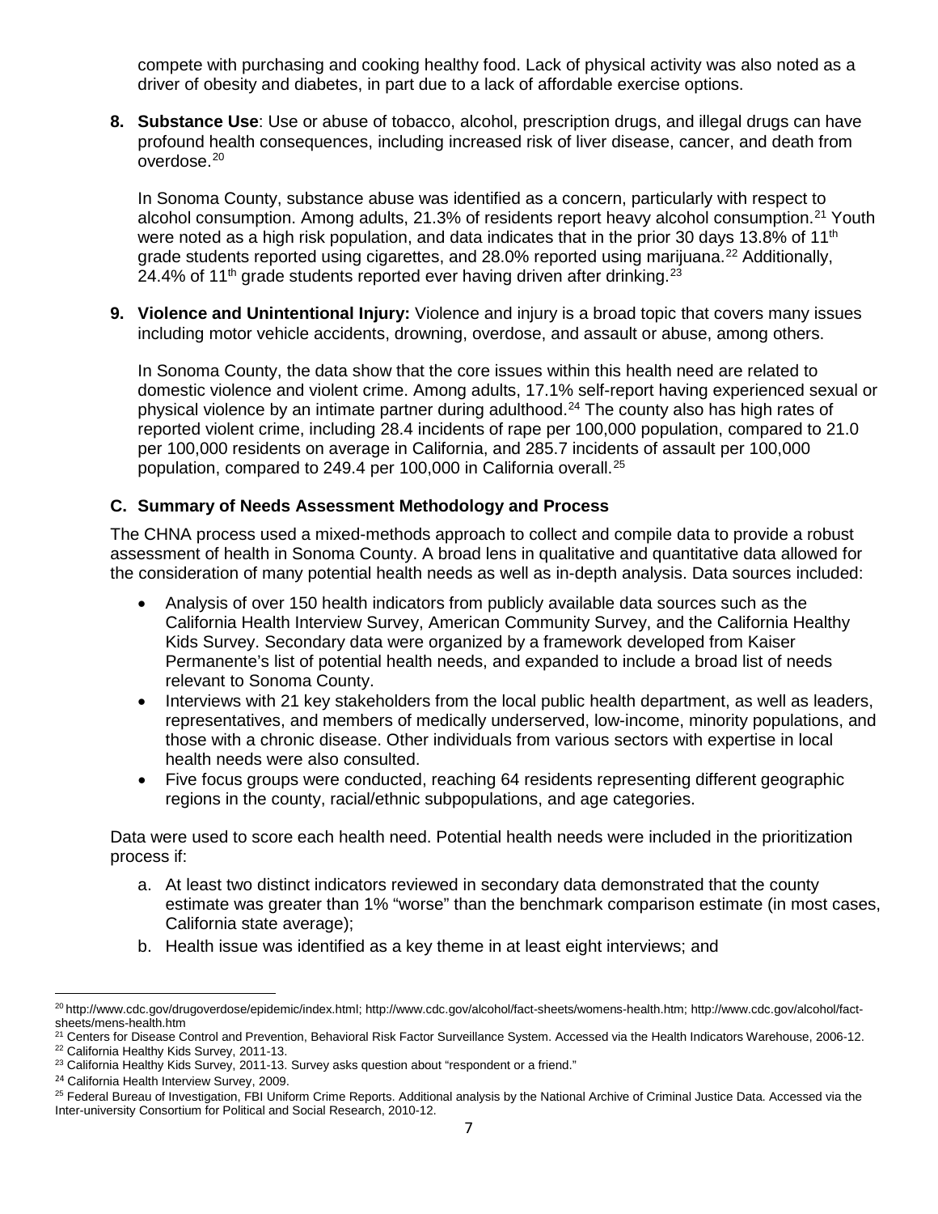compete with purchasing and cooking healthy food. Lack of physical activity was also noted as a driver of obesity and diabetes, in part due to a lack of affordable exercise options.

8. **Substance Use**: Use or abuse of tobacco, alcohol, prescription drugs, and illegal drugs can have profound health consequences, including increased risk of liver disease, cancer, and death from overdose.[20]

   In Sonoma County, substance abuse was identified as a concern, particularly with respect to alcohol consumption. Among adults, 21.3% of residents report heavy alcohol consumption.[21] Youth were noted as a high risk population, and data indicates that in the prior 30 days 13.8% of 11th grade students reported using cigarettes, and 28.0% reported using marijuana.[22] Additionally, 24.4% of 11th grade students reported ever having driven after drinking.[23]

9. **Violence and Unintentional Injury:** Violence and injury is a broad topic that covers many issues including motor vehicle accidents, drowning, overdose, and assault or abuse, among others.

   In Sonoma County, the data show that the core issues within this health need are related to domestic violence and violent crime. Among adults, 17.1% self-report having experienced sexual or physical violence by an intimate partner during adulthood.[24] The county also has high rates of reported violent crime, including 28.4 incidents of rape per 100,000 population, compared to 21.0 per 100,000 residents on average in California, and 285.7 incidents of assault per 100,000 population, compared to 249.4 per 100,000 in California overall.[25]

### C. Summary of Needs Assessment Methodology and Process

The CHNA process used a mixed-methods approach to collect and compile data to provide a robust assessment of health in Sonoma County. A broad lens in qualitative and quantitative data allowed for the consideration of many potential health needs as well as in-depth analysis. Data sources included:

- Analysis of over 150 health indicators from publicly available data sources such as the California Health Interview Survey, American Community Survey, and the California Healthy Kids Survey. Secondary data were organized by a framework developed from Kaiser Permanente's list of potential health needs, and expanded to include a broad list of needs relevant to Sonoma County.
- Interviews with 21 key stakeholders from the local public health department, as well as leaders, representatives, and members of medically underserved, low-income, minority populations, and those with a chronic disease. Other individuals from various sectors with expertise in local health needs were also consulted.
- Five focus groups were conducted, reaching 64 residents representing different geographic regions in the county, racial/ethnic subpopulations, and age categories.

Data were used to score each health need. Potential health needs were included in the prioritization process if:

a. At least two distinct indicators reviewed in secondary data demonstrated that the county estimate was greater than 1% "worse" than the benchmark comparison estimate (in most cases, California state average);
b. Health issue was identified as a key theme in at least eight interviews; and

---

[20] http://www.cdc.gov/drugoverdose/epidemic/index.html; http://www.cdc.gov/alcohol/fact-sheets/womens-health.htm; http://www.cdc.gov/alcohol/fact-sheets/mens-health.htm

[21] Centers for Disease Control and Prevention, Behavioral Risk Factor Surveillance System. Accessed via the Health Indicators Warehouse, 2006-12.

[22] California Healthy Kids Survey, 2011-13.

[23] California Healthy Kids Survey, 2011-13. Survey asks question about "respondent or a friend."

[24] California Health Interview Survey, 2009.

[25] Federal Bureau of Investigation, FBI Uniform Crime Reports. Additional analysis by the National Archive of Criminal Justice Data. Accessed via the Inter-university Consortium for Political and Social Research, 2010-12.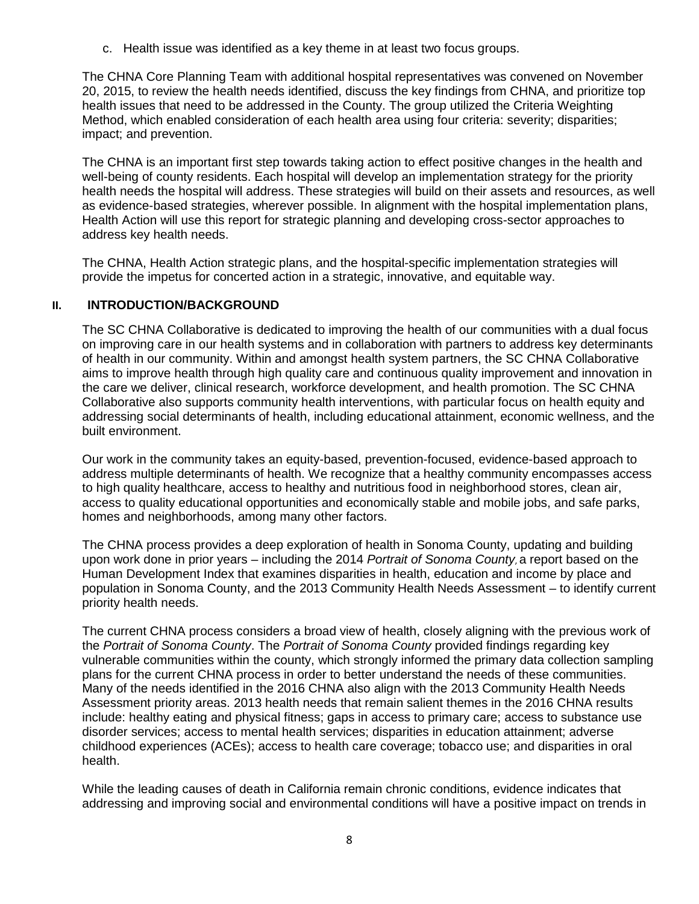c. Health issue was identified as a key theme in at least two focus groups.

The CHNA Core Planning Team with additional hospital representatives was convened on November 20, 2015, to review the health needs identified, discuss the key findings from CHNA, and prioritize top health issues that need to be addressed in the County. The group utilized the Criteria Weighting Method, which enabled consideration of each health area using four criteria: severity; disparities; impact; and prevention.

The CHNA is an important first step towards taking action to effect positive changes in the health and well-being of county residents. Each hospital will develop an implementation strategy for the priority health needs the hospital will address. These strategies will build on their assets and resources, as well as evidence-based strategies, wherever possible. In alignment with the hospital implementation plans, Health Action will use this report for strategic planning and developing cross-sector approaches to address key health needs.

The CHNA, Health Action strategic plans, and the hospital-specific implementation strategies will provide the impetus for concerted action in a strategic, innovative, and equitable way.

## II. INTRODUCTION/BACKGROUND

The SC CHNA Collaborative is dedicated to improving the health of our communities with a dual focus on improving care in our health systems and in collaboration with partners to address key determinants of health in our community. Within and amongst health system partners, the SC CHNA Collaborative aims to improve health through high quality care and continuous quality improvement and innovation in the care we deliver, clinical research, workforce development, and health promotion. The SC CHNA Collaborative also supports community health interventions, with particular focus on health equity and addressing social determinants of health, including educational attainment, economic wellness, and the built environment.

Our work in the community takes an equity-based, prevention-focused, evidence-based approach to address multiple determinants of health. We recognize that a healthy community encompasses access to high quality healthcare, access to healthy and nutritious food in neighborhood stores, clean air, access to quality educational opportunities and economically stable and mobile jobs, and safe parks, homes and neighborhoods, among many other factors.

The CHNA process provides a deep exploration of health in Sonoma County, updating and building upon work done in prior years – including the 2014 *Portrait of Sonoma County*, a report based on the Human Development Index that examines disparities in health, education and income by place and population in Sonoma County, and the 2013 Community Health Needs Assessment – to identify current priority health needs.

The current CHNA process considers a broad view of health, closely aligning with the previous work of the *Portrait of Sonoma County*. The *Portrait of Sonoma County* provided findings regarding key vulnerable communities within the county, which strongly informed the primary data collection sampling plans for the current CHNA process in order to better understand the needs of these communities. Many of the needs identified in the 2016 CHNA also align with the 2013 Community Health Needs Assessment priority areas. 2013 health needs that remain salient themes in the 2016 CHNA results include: healthy eating and physical fitness; gaps in access to primary care; access to substance use disorder services; access to mental health services; disparities in education attainment; adverse childhood experiences (ACEs); access to health care coverage; tobacco use; and disparities in oral health.

While the leading causes of death in California remain chronic conditions, evidence indicates that addressing and improving social and environmental conditions will have a positive impact on trends in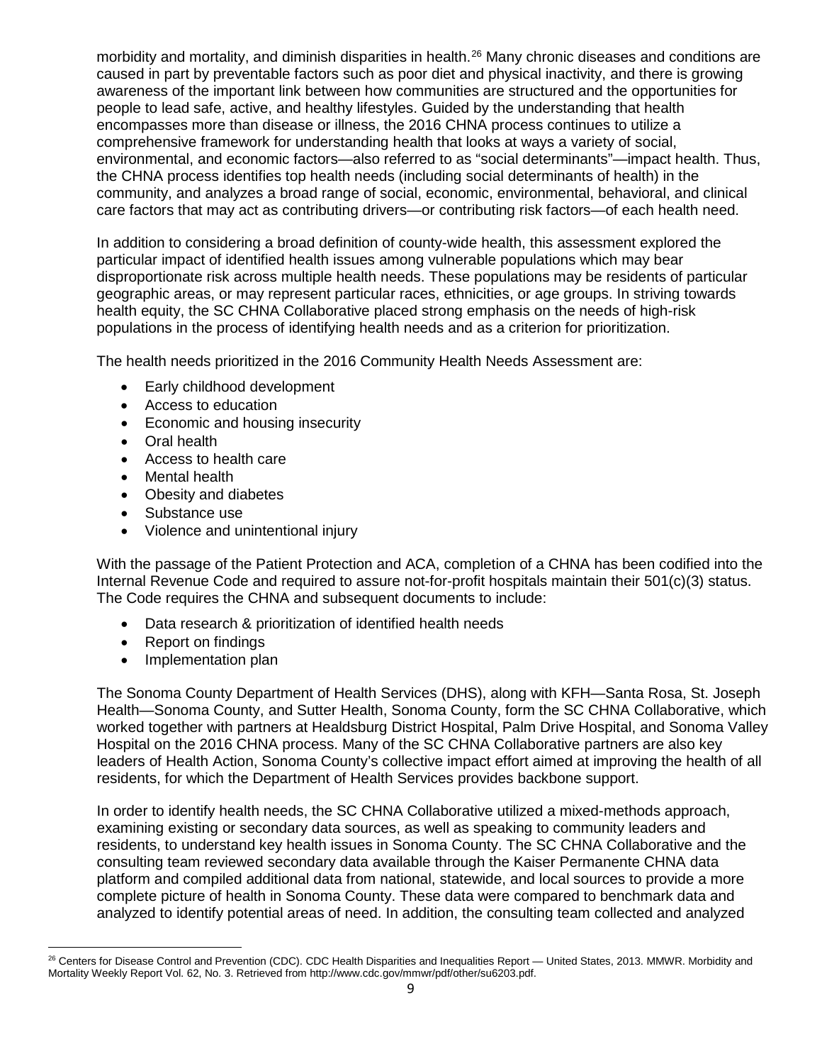morbidity and mortality, and diminish disparities in health.[26] Many chronic diseases and conditions are caused in part by preventable factors such as poor diet and physical inactivity, and there is growing awareness of the important link between how communities are structured and the opportunities for people to lead safe, active, and healthy lifestyles. Guided by the understanding that health encompasses more than disease or illness, the 2016 CHNA process continues to utilize a comprehensive framework for understanding health that looks at ways a variety of social, environmental, and economic factors—also referred to as "social determinants"—impact health. Thus, the CHNA process identifies top health needs (including social determinants of health) in the community, and analyzes a broad range of social, economic, environmental, behavioral, and clinical care factors that may act as contributing drivers—or contributing risk factors—of each health need.

In addition to considering a broad definition of county-wide health, this assessment explored the particular impact of identified health issues among vulnerable populations which may bear disproportionate risk across multiple health needs. These populations may be residents of particular geographic areas, or may represent particular races, ethnicities, or age groups. In striving towards health equity, the SC CHNA Collaborative placed strong emphasis on the needs of high-risk populations in the process of identifying health needs and as a criterion for prioritization.

The health needs prioritized in the 2016 Community Health Needs Assessment are:

- Early childhood development
- Access to education
- Economic and housing insecurity
- Oral health
- Access to health care
- Mental health
- Obesity and diabetes
- Substance use
- Violence and unintentional injury

With the passage of the Patient Protection and ACA, completion of a CHNA has been codified into the Internal Revenue Code and required to assure not-for-profit hospitals maintain their 501(c)(3) status. The Code requires the CHNA and subsequent documents to include:

- Data research & prioritization of identified health needs
- Report on findings
- Implementation plan

The Sonoma County Department of Health Services (DHS), along with KFH—Santa Rosa, St. Joseph Health—Sonoma County, and Sutter Health, Sonoma County, form the SC CHNA Collaborative, which worked together with partners at Healdsburg District Hospital, Palm Drive Hospital, and Sonoma Valley Hospital on the 2016 CHNA process. Many of the SC CHNA Collaborative partners are also key leaders of Health Action, Sonoma County's collective impact effort aimed at improving the health of all residents, for which the Department of Health Services provides backbone support.

In order to identify health needs, the SC CHNA Collaborative utilized a mixed-methods approach, examining existing or secondary data sources, as well as speaking to community leaders and residents, to understand key health issues in Sonoma County. The SC CHNA Collaborative and the consulting team reviewed secondary data available through the Kaiser Permanente CHNA data platform and compiled additional data from national, statewide, and local sources to provide a more complete picture of health in Sonoma County. These data were compared to benchmark data and analyzed to identify potential areas of need. In addition, the consulting team collected and analyzed

[26] Centers for Disease Control and Prevention (CDC). CDC Health Disparities and Inequalities Report — United States, 2013. MMWR. Morbidity and Mortality Weekly Report Vol. 62, No. 3. Retrieved from http://www.cdc.gov/mmwr/pdf/other/su6203.pdf.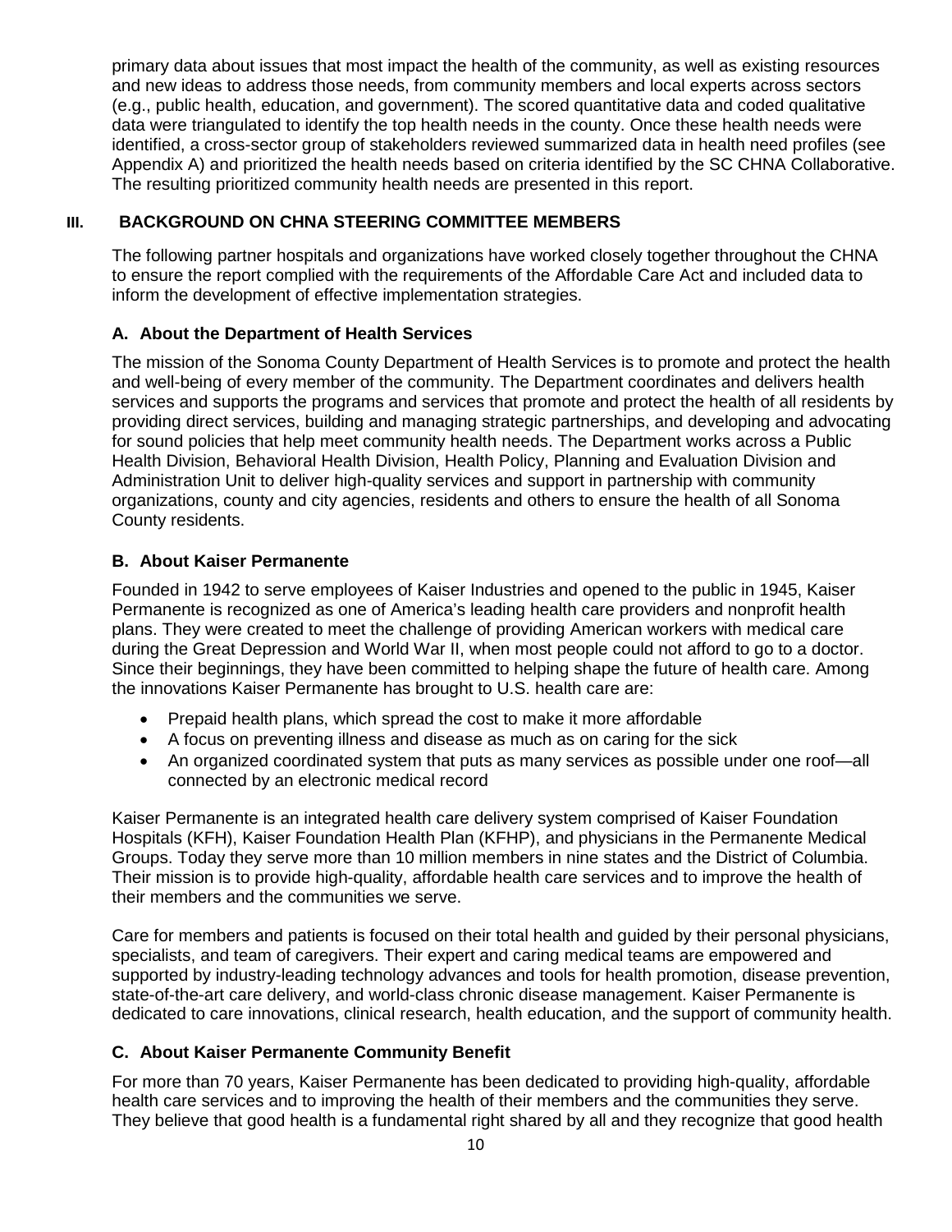primary data about issues that most impact the health of the community, as well as existing resources and new ideas to address those needs, from community members and local experts across sectors (e.g., public health, education, and government). The scored quantitative data and coded qualitative data were triangulated to identify the top health needs in the county. Once these health needs were identified, a cross-sector group of stakeholders reviewed summarized data in health need profiles (see Appendix A) and prioritized the health needs based on criteria identified by the SC CHNA Collaborative. The resulting prioritized community health needs are presented in this report.

## III. BACKGROUND ON CHNA STEERING COMMITTEE MEMBERS

The following partner hospitals and organizations have worked closely together throughout the CHNA to ensure the report complied with the requirements of the Affordable Care Act and included data to inform the development of effective implementation strategies.

### A. About the Department of Health Services

The mission of the Sonoma County Department of Health Services is to promote and protect the health and well-being of every member of the community. The Department coordinates and delivers health services and supports the programs and services that promote and protect the health of all residents by providing direct services, building and managing strategic partnerships, and developing and advocating for sound policies that help meet community health needs. The Department works across a Public Health Division, Behavioral Health Division, Health Policy, Planning and Evaluation Division and Administration Unit to deliver high-quality services and support in partnership with community organizations, county and city agencies, residents and others to ensure the health of all Sonoma County residents.

### B. About Kaiser Permanente

Founded in 1942 to serve employees of Kaiser Industries and opened to the public in 1945, Kaiser Permanente is recognized as one of America's leading health care providers and nonprofit health plans. They were created to meet the challenge of providing American workers with medical care during the Great Depression and World War II, when most people could not afford to go to a doctor. Since their beginnings, they have been committed to helping shape the future of health care. Among the innovations Kaiser Permanente has brought to U.S. health care are:

- Prepaid health plans, which spread the cost to make it more affordable
- A focus on preventing illness and disease as much as on caring for the sick
- An organized coordinated system that puts as many services as possible under one roof—all connected by an electronic medical record

Kaiser Permanente is an integrated health care delivery system comprised of Kaiser Foundation Hospitals (KFH), Kaiser Foundation Health Plan (KFHP), and physicians in the Permanente Medical Groups. Today they serve more than 10 million members in nine states and the District of Columbia. Their mission is to provide high-quality, affordable health care services and to improve the health of their members and the communities we serve.

Care for members and patients is focused on their total health and guided by their personal physicians, specialists, and team of caregivers. Their expert and caring medical teams are empowered and supported by industry-leading technology advances and tools for health promotion, disease prevention, state-of-the-art care delivery, and world-class chronic disease management. Kaiser Permanente is dedicated to care innovations, clinical research, health education, and the support of community health.

### C. About Kaiser Permanente Community Benefit

For more than 70 years, Kaiser Permanente has been dedicated to providing high-quality, affordable health care services and to improving the health of their members and the communities they serve. They believe that good health is a fundamental right shared by all and they recognize that good health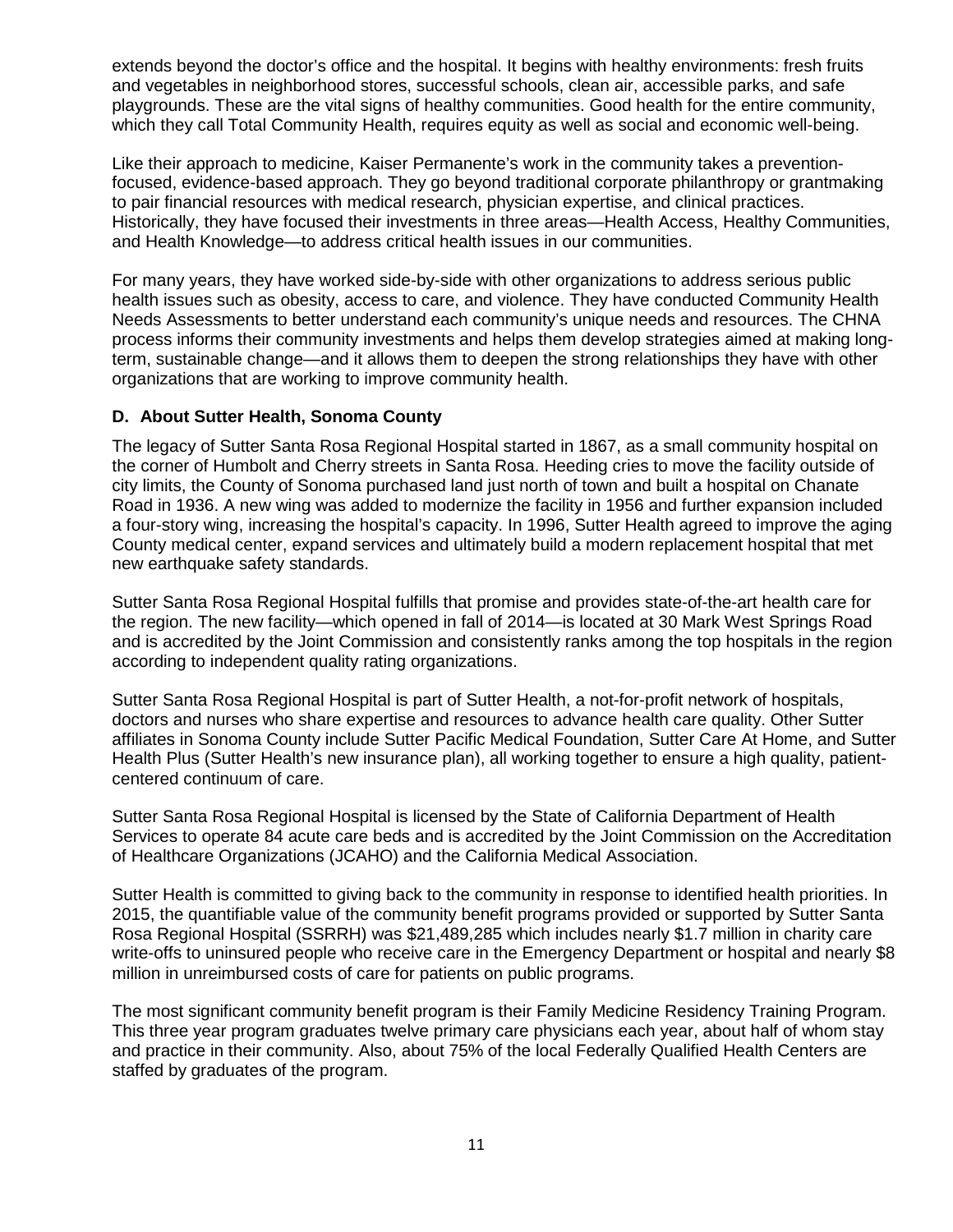extends beyond the doctor's office and the hospital. It begins with healthy environments: fresh fruits and vegetables in neighborhood stores, successful schools, clean air, accessible parks, and safe playgrounds. These are the vital signs of healthy communities. Good health for the entire community, which they call Total Community Health, requires equity as well as social and economic well-being.

Like their approach to medicine, Kaiser Permanente's work in the community takes a prevention-focused, evidence-based approach. They go beyond traditional corporate philanthropy or grantmaking to pair financial resources with medical research, physician expertise, and clinical practices. Historically, they have focused their investments in three areas—Health Access, Healthy Communities, and Health Knowledge—to address critical health issues in our communities.

For many years, they have worked side-by-side with other organizations to address serious public health issues such as obesity, access to care, and violence. They have conducted Community Health Needs Assessments to better understand each community's unique needs and resources. The CHNA process informs their community investments and helps them develop strategies aimed at making long-term, sustainable change—and it allows them to deepen the strong relationships they have with other organizations that are working to improve community health.

### D. About Sutter Health, Sonoma County

The legacy of Sutter Santa Rosa Regional Hospital started in 1867, as a small community hospital on the corner of Humbolt and Cherry streets in Santa Rosa. Heeding cries to move the facility outside of city limits, the County of Sonoma purchased land just north of town and built a hospital on Chanate Road in 1936. A new wing was added to modernize the facility in 1956 and further expansion included a four-story wing, increasing the hospital's capacity. In 1996, Sutter Health agreed to improve the aging County medical center, expand services and ultimately build a modern replacement hospital that met new earthquake safety standards.

Sutter Santa Rosa Regional Hospital fulfills that promise and provides state-of-the-art health care for the region. The new facility—which opened in fall of 2014—is located at 30 Mark West Springs Road and is accredited by the Joint Commission and consistently ranks among the top hospitals in the region according to independent quality rating organizations.

Sutter Santa Rosa Regional Hospital is part of Sutter Health, a not-for-profit network of hospitals, doctors and nurses who share expertise and resources to advance health care quality. Other Sutter affiliates in Sonoma County include Sutter Pacific Medical Foundation, Sutter Care At Home, and Sutter Health Plus (Sutter Health's new insurance plan), all working together to ensure a high quality, patient-centered continuum of care.

Sutter Santa Rosa Regional Hospital is licensed by the State of California Department of Health Services to operate 84 acute care beds and is accredited by the Joint Commission on the Accreditation of Healthcare Organizations (JCAHO) and the California Medical Association.

Sutter Health is committed to giving back to the community in response to identified health priorities. In 2015, the quantifiable value of the community benefit programs provided or supported by Sutter Santa Rosa Regional Hospital (SSRRH) was $21,489,285 which includes nearly $1.7 million in charity care write-offs to uninsured people who receive care in the Emergency Department or hospital and nearly $8 million in unreimbursed costs of care for patients on public programs.

The most significant community benefit program is their Family Medicine Residency Training Program. This three year program graduates twelve primary care physicians each year, about half of whom stay and practice in their community. Also, about 75% of the local Federally Qualified Health Centers are staffed by graduates of the program.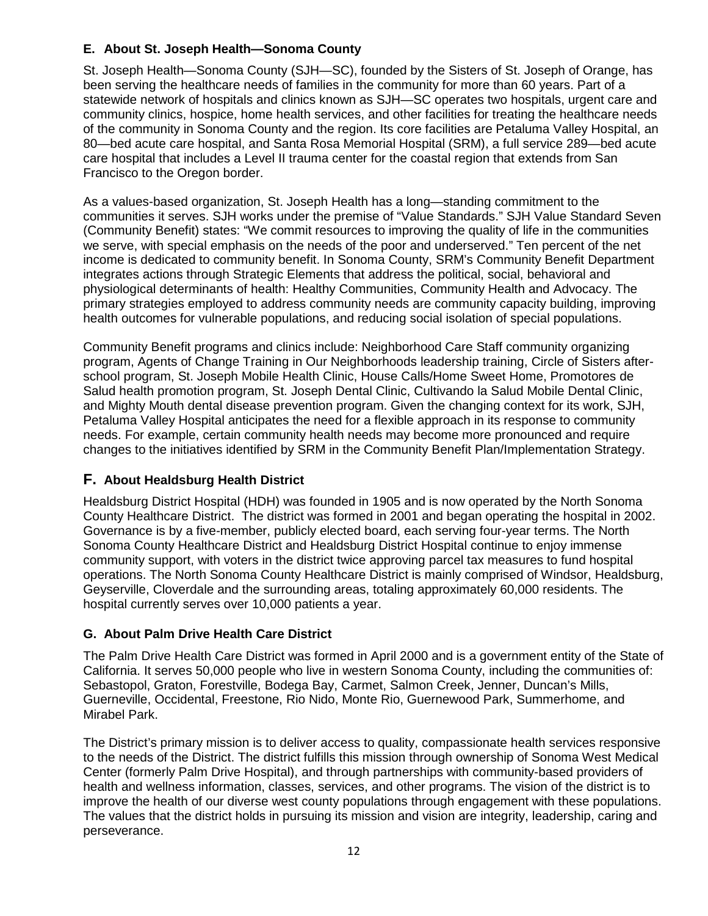### E. About St. Joseph Health—Sonoma County

St. Joseph Health—Sonoma County (SJH—SC), founded by the Sisters of St. Joseph of Orange, has been serving the healthcare needs of families in the community for more than 60 years. Part of a statewide network of hospitals and clinics known as SJH—SC operates two hospitals, urgent care and community clinics, hospice, home health services, and other facilities for treating the healthcare needs of the community in Sonoma County and the region. Its core facilities are Petaluma Valley Hospital, an 80—bed acute care hospital, and Santa Rosa Memorial Hospital (SRM), a full service 289—bed acute care hospital that includes a Level II trauma center for the coastal region that extends from San Francisco to the Oregon border.

As a values-based organization, St. Joseph Health has a long—standing commitment to the communities it serves. SJH works under the premise of "Value Standards." SJH Value Standard Seven (Community Benefit) states: "We commit resources to improving the quality of life in the communities we serve, with special emphasis on the needs of the poor and underserved." Ten percent of the net income is dedicated to community benefit. In Sonoma County, SRM's Community Benefit Department integrates actions through Strategic Elements that address the political, social, behavioral and physiological determinants of health: Healthy Communities, Community Health and Advocacy. The primary strategies employed to address community needs are community capacity building, improving health outcomes for vulnerable populations, and reducing social isolation of special populations.

Community Benefit programs and clinics include: Neighborhood Care Staff community organizing program, Agents of Change Training in Our Neighborhoods leadership training, Circle of Sisters after-school program, St. Joseph Mobile Health Clinic, House Calls/Home Sweet Home, Promotores de Salud health promotion program, St. Joseph Dental Clinic, Cultivando la Salud Mobile Dental Clinic, and Mighty Mouth dental disease prevention program. Given the changing context for its work, SJH, Petaluma Valley Hospital anticipates the need for a flexible approach in its response to community needs. For example, certain community health needs may become more pronounced and require changes to the initiatives identified by SRM in the Community Benefit Plan/Implementation Strategy.

### F. About Healdsburg Health District

Healdsburg District Hospital (HDH) was founded in 1905 and is now operated by the North Sonoma County Healthcare District. The district was formed in 2001 and began operating the hospital in 2002. Governance is by a five-member, publicly elected board, each serving four-year terms. The North Sonoma County Healthcare District and Healdsburg District Hospital continue to enjoy immense community support, with voters in the district twice approving parcel tax measures to fund hospital operations. The North Sonoma County Healthcare District is mainly comprised of Windsor, Healdsburg, Geyserville, Cloverdale and the surrounding areas, totaling approximately 60,000 residents. The hospital currently serves over 10,000 patients a year.

### G. About Palm Drive Health Care District

The Palm Drive Health Care District was formed in April 2000 and is a government entity of the State of California. It serves 50,000 people who live in western Sonoma County, including the communities of: Sebastopol, Graton, Forestville, Bodega Bay, Carmet, Salmon Creek, Jenner, Duncan's Mills, Guerneville, Occidental, Freestone, Rio Nido, Monte Rio, Guernewood Park, Summerhome, and Mirabel Park.

The District's primary mission is to deliver access to quality, compassionate health services responsive to the needs of the District. The district fulfills this mission through ownership of Sonoma West Medical Center (formerly Palm Drive Hospital), and through partnerships with community-based providers of health and wellness information, classes, services, and other programs. The vision of the district is to improve the health of our diverse west county populations through engagement with these populations. The values that the district holds in pursuing its mission and vision are integrity, leadership, caring and perseverance.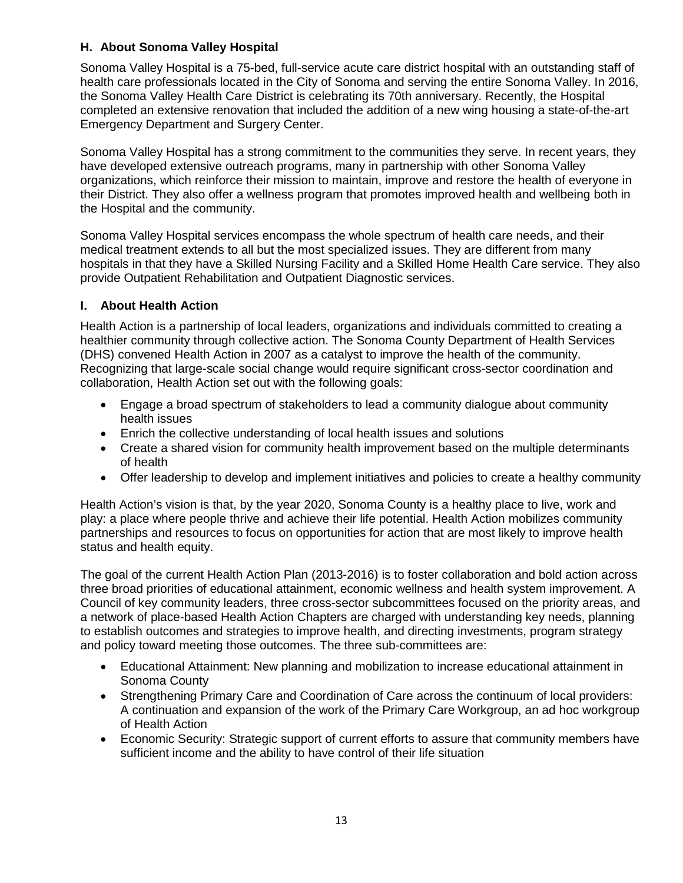### H. About Sonoma Valley Hospital

Sonoma Valley Hospital is a 75-bed, full-service acute care district hospital with an outstanding staff of health care professionals located in the City of Sonoma and serving the entire Sonoma Valley. In 2016, the Sonoma Valley Health Care District is celebrating its 70th anniversary. Recently, the Hospital completed an extensive renovation that included the addition of a new wing housing a state-of-the-art Emergency Department and Surgery Center.

Sonoma Valley Hospital has a strong commitment to the communities they serve. In recent years, they have developed extensive outreach programs, many in partnership with other Sonoma Valley organizations, which reinforce their mission to maintain, improve and restore the health of everyone in their District. They also offer a wellness program that promotes improved health and wellbeing both in the Hospital and the community.

Sonoma Valley Hospital services encompass the whole spectrum of health care needs, and their medical treatment extends to all but the most specialized issues. They are different from many hospitals in that they have a Skilled Nursing Facility and a Skilled Home Health Care service. They also provide Outpatient Rehabilitation and Outpatient Diagnostic services.

### I. About Health Action

Health Action is a partnership of local leaders, organizations and individuals committed to creating a healthier community through collective action. The Sonoma County Department of Health Services (DHS) convened Health Action in 2007 as a catalyst to improve the health of the community. Recognizing that large-scale social change would require significant cross-sector coordination and collaboration, Health Action set out with the following goals:

- Engage a broad spectrum of stakeholders to lead a community dialogue about community health issues
- Enrich the collective understanding of local health issues and solutions
- Create a shared vision for community health improvement based on the multiple determinants of health
- Offer leadership to develop and implement initiatives and policies to create a healthy community

Health Action's vision is that, by the year 2020, Sonoma County is a healthy place to live, work and play: a place where people thrive and achieve their life potential. Health Action mobilizes community partnerships and resources to focus on opportunities for action that are most likely to improve health status and health equity.

The goal of the current Health Action Plan (2013-2016) is to foster collaboration and bold action across three broad priorities of educational attainment, economic wellness and health system improvement. A Council of key community leaders, three cross-sector subcommittees focused on the priority areas, and a network of place-based Health Action Chapters are charged with understanding key needs, planning to establish outcomes and strategies to improve health, and directing investments, program strategy and policy toward meeting those outcomes. The three sub-committees are:

- Educational Attainment: New planning and mobilization to increase educational attainment in Sonoma County
- Strengthening Primary Care and Coordination of Care across the continuum of local providers: A continuation and expansion of the work of the Primary Care Workgroup, an ad hoc workgroup of Health Action
- Economic Security: Strategic support of current efforts to assure that community members have sufficient income and the ability to have control of their life situation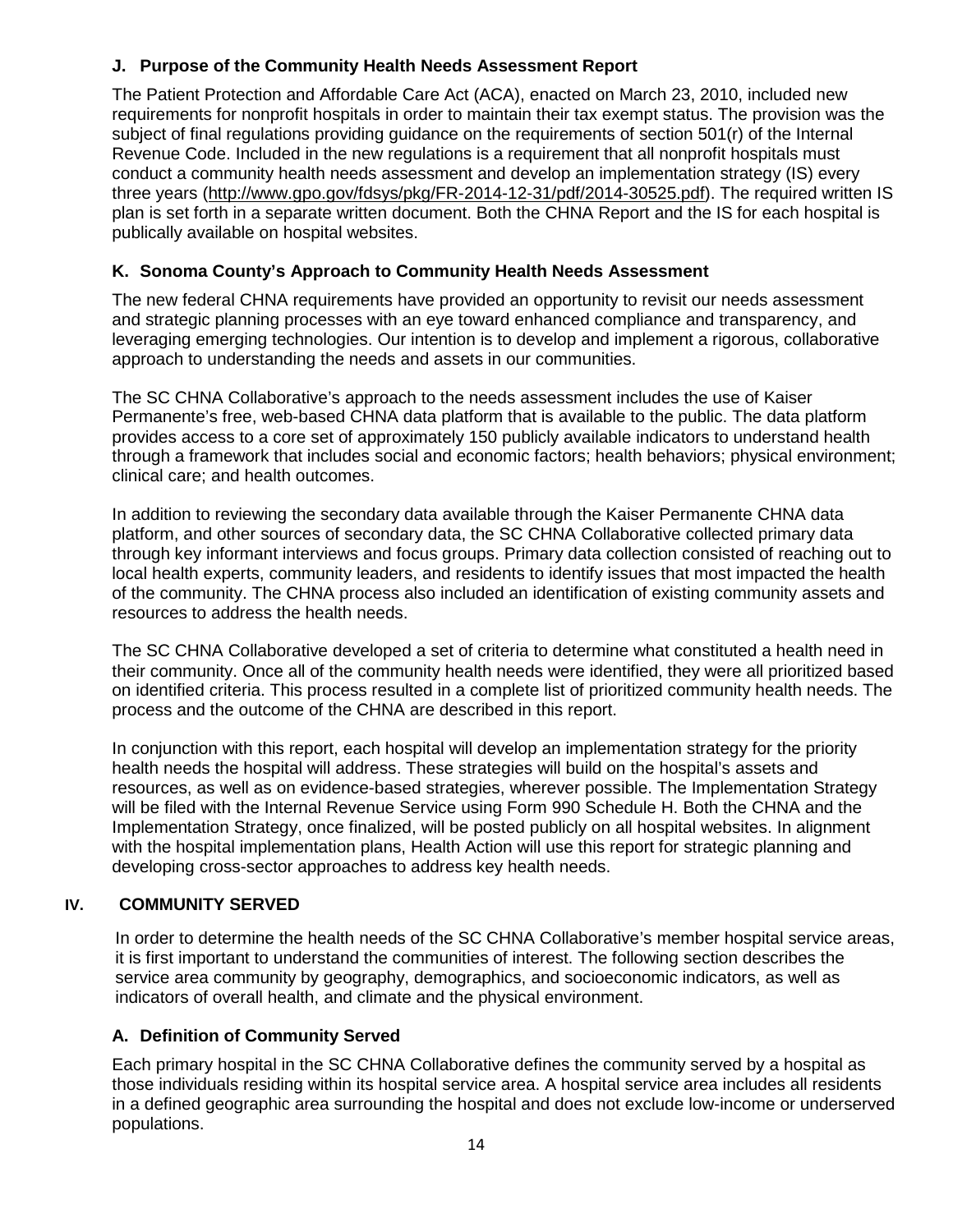### J. Purpose of the Community Health Needs Assessment Report

The Patient Protection and Affordable Care Act (ACA), enacted on March 23, 2010, included new requirements for nonprofit hospitals in order to maintain their tax exempt status. The provision was the subject of final regulations providing guidance on the requirements of section 501(r) of the Internal Revenue Code. Included in the new regulations is a requirement that all nonprofit hospitals must conduct a community health needs assessment and develop an implementation strategy (IS) every three years (http://www.gpo.gov/fdsys/pkg/FR-2014-12-31/pdf/2014-30525.pdf). The required written IS plan is set forth in a separate written document. Both the CHNA Report and the IS for each hospital is publically available on hospital websites.

### K. Sonoma County's Approach to Community Health Needs Assessment

The new federal CHNA requirements have provided an opportunity to revisit our needs assessment and strategic planning processes with an eye toward enhanced compliance and transparency, and leveraging emerging technologies. Our intention is to develop and implement a rigorous, collaborative approach to understanding the needs and assets in our communities.

The SC CHNA Collaborative's approach to the needs assessment includes the use of Kaiser Permanente's free, web-based CHNA data platform that is available to the public. The data platform provides access to a core set of approximately 150 publicly available indicators to understand health through a framework that includes social and economic factors; health behaviors; physical environment; clinical care; and health outcomes.

In addition to reviewing the secondary data available through the Kaiser Permanente CHNA data platform, and other sources of secondary data, the SC CHNA Collaborative collected primary data through key informant interviews and focus groups. Primary data collection consisted of reaching out to local health experts, community leaders, and residents to identify issues that most impacted the health of the community. The CHNA process also included an identification of existing community assets and resources to address the health needs.

The SC CHNA Collaborative developed a set of criteria to determine what constituted a health need in their community. Once all of the community health needs were identified, they were all prioritized based on identified criteria. This process resulted in a complete list of prioritized community health needs. The process and the outcome of the CHNA are described in this report.

In conjunction with this report, each hospital will develop an implementation strategy for the priority health needs the hospital will address. These strategies will build on the hospital's assets and resources, as well as on evidence-based strategies, wherever possible. The Implementation Strategy will be filed with the Internal Revenue Service using Form 990 Schedule H. Both the CHNA and the Implementation Strategy, once finalized, will be posted publicly on all hospital websites. In alignment with the hospital implementation plans, Health Action will use this report for strategic planning and developing cross-sector approaches to address key health needs.

## IV. COMMUNITY SERVED

In order to determine the health needs of the SC CHNA Collaborative's member hospital service areas, it is first important to understand the communities of interest. The following section describes the service area community by geography, demographics, and socioeconomic indicators, as well as indicators of overall health, and climate and the physical environment.

### A. Definition of Community Served

Each primary hospital in the SC CHNA Collaborative defines the community served by a hospital as those individuals residing within its hospital service area. A hospital service area includes all residents in a defined geographic area surrounding the hospital and does not exclude low-income or underserved populations.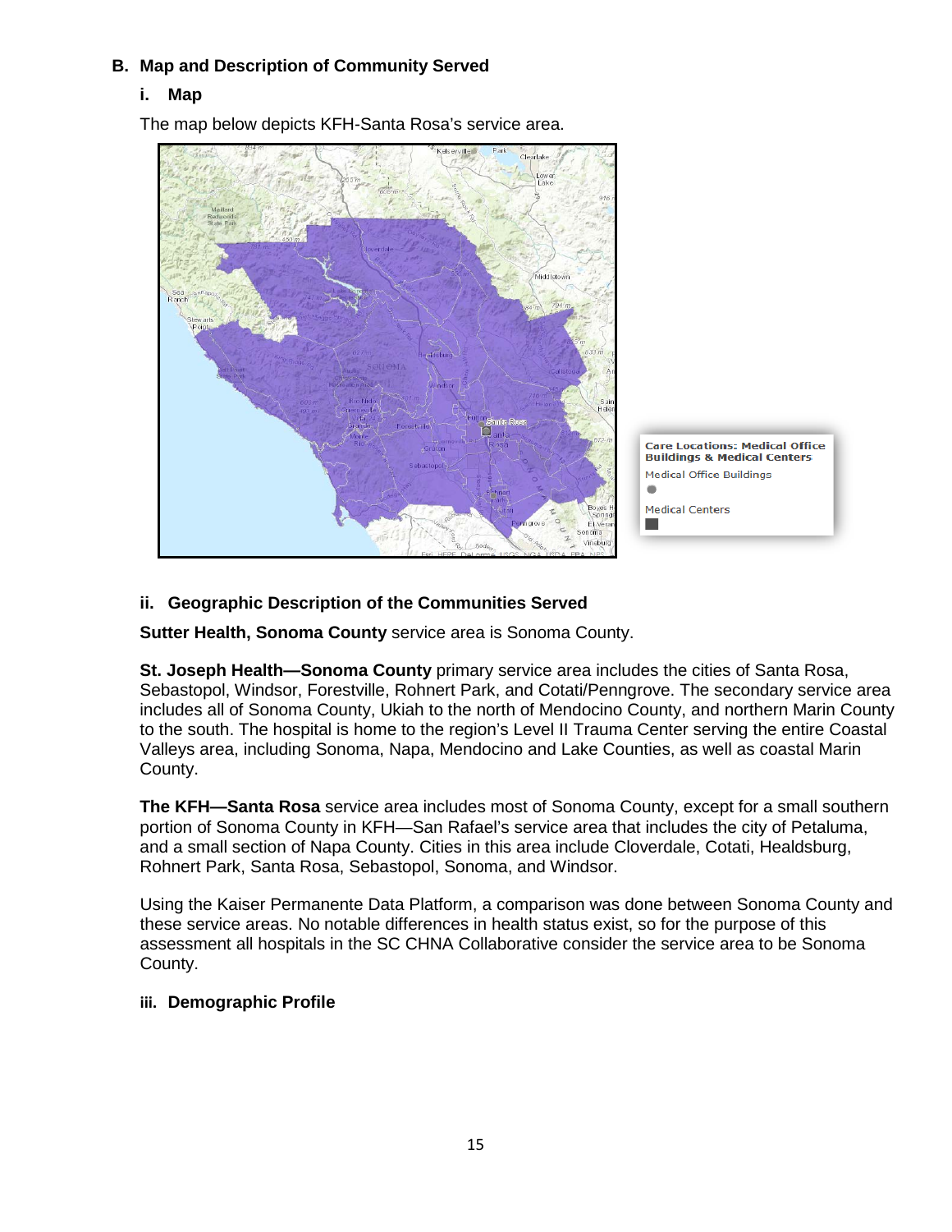## B. Map and Description of Community Served

### i. Map

The map below depicts KFH-Santa Rosa's service area.

Care Locations: Medical Office Buildings & Medical Centers

Medical Office Buildings

Medical Centers

### ii. Geographic Description of the Communities Served

**Sutter Health, Sonoma County** service area is Sonoma County.

**St. Joseph Health—Sonoma County** primary service area includes the cities of Santa Rosa, Sebastopol, Windsor, Forestville, Rohnert Park, and Cotati/Penngrove. The secondary service area includes all of Sonoma County, Ukiah to the north of Mendocino County, and northern Marin County to the south. The hospital is home to the region's Level II Trauma Center serving the entire Coastal Valleys area, including Sonoma, Napa, Mendocino and Lake Counties, as well as coastal Marin County.

**The KFH—Santa Rosa** service area includes most of Sonoma County, except for a small southern portion of Sonoma County in KFH—San Rafael's service area that includes the city of Petaluma, and a small section of Napa County. Cities in this area include Cloverdale, Cotati, Healdsburg, Rohnert Park, Santa Rosa, Sebastopol, Sonoma, and Windsor.

Using the Kaiser Permanente Data Platform, a comparison was done between Sonoma County and these service areas. No notable differences in health status exist, so for the purpose of this assessment all hospitals in the SC CHNA Collaborative consider the service area to be Sonoma County.

### iii. Demographic Profile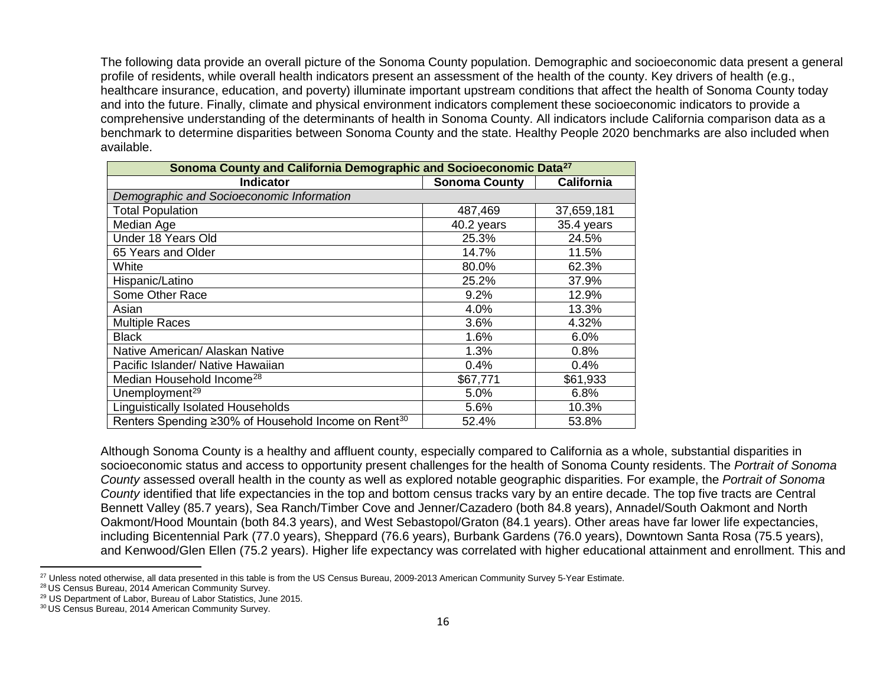The following data provide an overall picture of the Sonoma County population. Demographic and socioeconomic data present a general profile of residents, while overall health indicators present an assessment of the health of the county. Key drivers of health (e.g., healthcare insurance, education, and poverty) illuminate important upstream conditions that affect the health of Sonoma County today and into the future. Finally, climate and physical environment indicators complement these socioeconomic indicators to provide a comprehensive understanding of the determinants of health in Sonoma County. All indicators include California comparison data as a benchmark to determine disparities between Sonoma County and the state. Healthy People 2020 benchmarks are also included when available.

| Sonoma County and California Demographic and Socioeconomic Data[27] | | |
|---|---|---|
| **Indicator** | **Sonoma County** | **California** |
| *Demographic and Socioeconomic Information* | | |
| Total Population | 487,469 | 37,659,181 |
| Median Age | 40.2 years | 35.4 years |
| Under 18 Years Old | 25.3% | 24.5% |
| 65 Years and Older | 14.7% | 11.5% |
| White | 80.0% | 62.3% |
| Hispanic/Latino | 25.2% | 37.9% |
| Some Other Race | 9.2% | 12.9% |
| Asian | 4.0% | 13.3% |
| Multiple Races | 3.6% | 4.32% |
| Black | 1.6% | 6.0% |
| Native American/ Alaskan Native | 1.3% | 0.8% |
| Pacific Islander/ Native Hawaiian | 0.4% | 0.4% |
| Median Household Income[28] | $67,771 | $61,933 |
| Unemployment[29] | 5.0% | 6.8% |
| Linguistically Isolated Households | 5.6% | 10.3% |
| Renters Spending ≥30% of Household Income on Rent[30] | 52.4% | 53.8% |

Although Sonoma County is a healthy and affluent county, especially compared to California as a whole, substantial disparities in socioeconomic status and access to opportunity present challenges for the health of Sonoma County residents. The *Portrait of Sonoma County* assessed overall health in the county as well as explored notable geographic disparities. For example, the *Portrait of Sonoma County* identified that life expectancies in the top and bottom census tracks vary by an entire decade. The top five tracts are Central Bennett Valley (85.7 years), Sea Ranch/Timber Cove and Jenner/Cazadero (both 84.8 years), Annadel/South Oakmont and North Oakmont/Hood Mountain (both 84.3 years), and West Sebastopol/Graton (84.1 years). Other areas have far lower life expectancies, including Bicentennial Park (77.0 years), Sheppard (76.6 years), Burbank Gardens (76.0 years), Downtown Santa Rosa (75.5 years), and Kenwood/Glen Ellen (75.2 years). Higher life expectancy was correlated with higher educational attainment and enrollment. This and

[27] Unless noted otherwise, all data presented in this table is from the US Census Bureau, 2009-2013 American Community Survey 5-Year Estimate.

[28] US Census Bureau, 2014 American Community Survey.

[29] US Department of Labor, Bureau of Labor Statistics, June 2015.

[30] US Census Bureau, 2014 American Community Survey.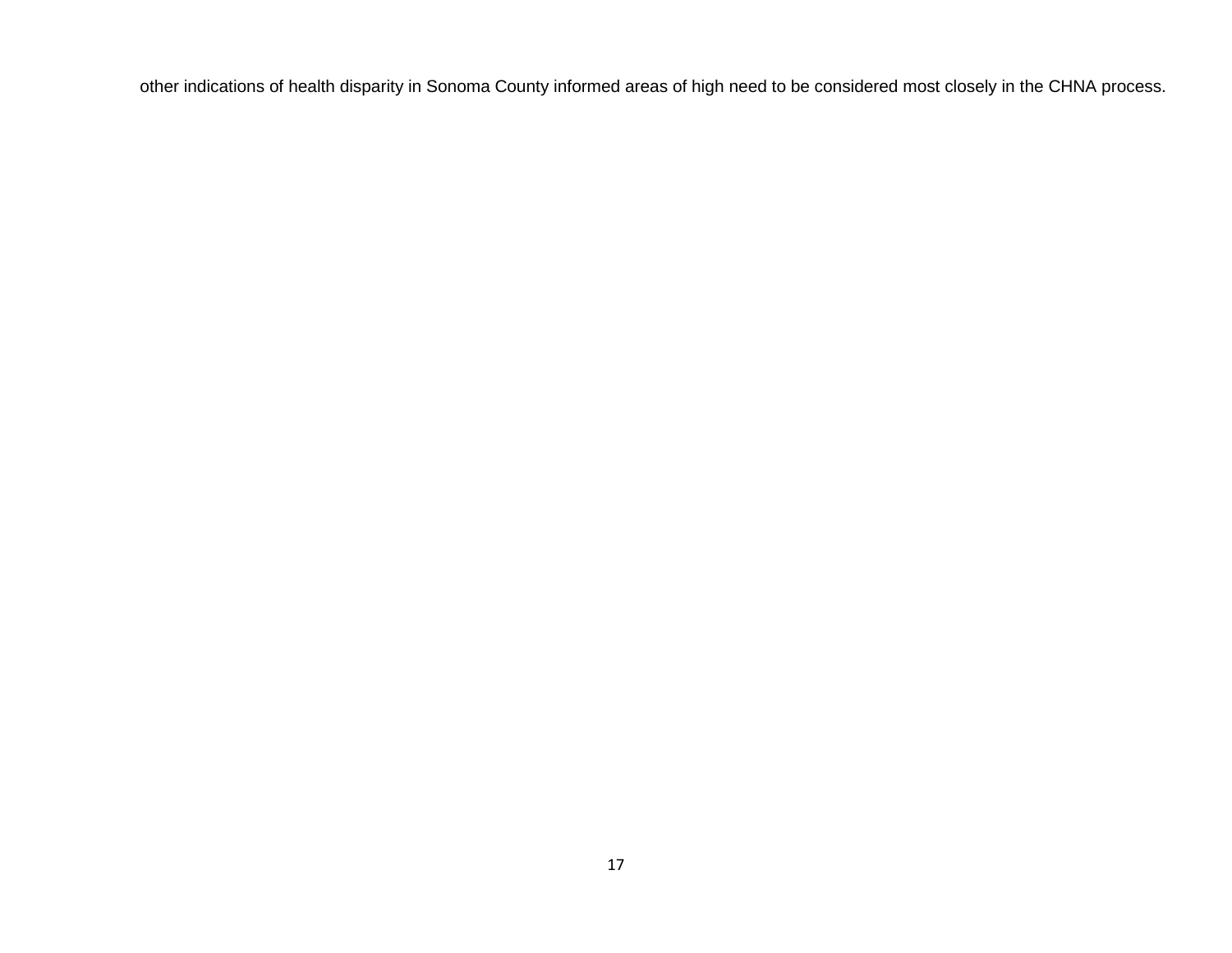other indications of health disparity in Sonoma County informed areas of high need to be considered most closely in the CHNA process.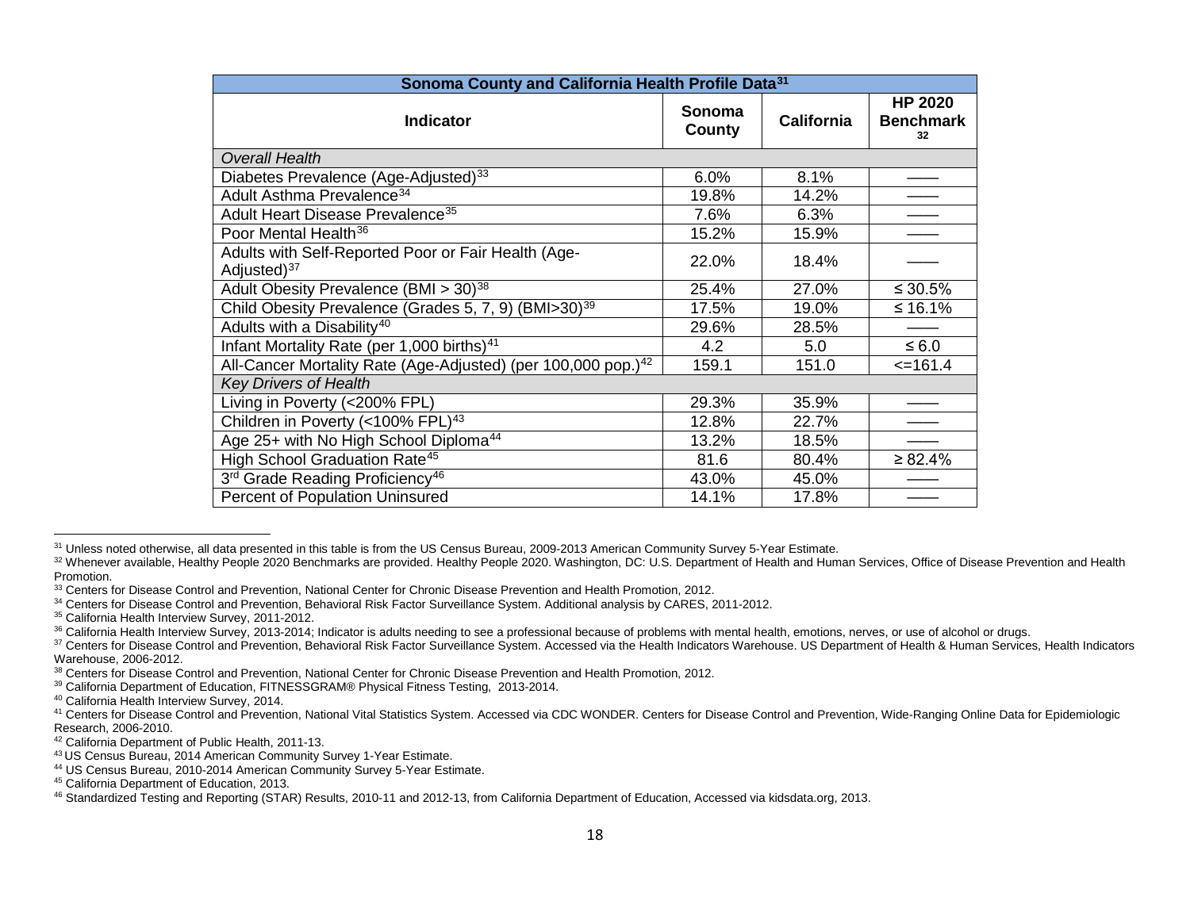| Sonoma County and California Health Profile Data[31] | | | |
|---|---|---|---|
| **Indicator** | **Sonoma County** | **California** | **HP 2020 Benchmark [32]** |
| *Overall Health* | | | |
| Diabetes Prevalence (Age-Adjusted)[33] | 6.0% | 8.1% | —— |
| Adult Asthma Prevalence[34] | 19.8% | 14.2% | —— |
| Adult Heart Disease Prevalence[35] | 7.6% | 6.3% | —— |
| Poor Mental Health[36] | 15.2% | 15.9% | —— |
| Adults with Self-Reported Poor or Fair Health (Age-Adjusted)[37] | 22.0% | 18.4% | —— |
| Adult Obesity Prevalence (BMI > 30)[38] | 25.4% | 27.0% | ≤ 30.5% |
| Child Obesity Prevalence (Grades 5, 7, 9) (BMI>30)[39] | 17.5% | 19.0% | ≤ 16.1% |
| Adults with a Disability[40] | 29.6% | 28.5% | —— |
| Infant Mortality Rate (per 1,000 births)[41] | 4.2 | 5.0 | ≤ 6.0 |
| All-Cancer Mortality Rate (Age-Adjusted) (per 100,000 pop.)[42] | 159.1 | 151.0 | <=161.4 |
| *Key Drivers of Health* | | | |
| Living in Poverty (<200% FPL) | 29.3% | 35.9% | —— |
| Children in Poverty (<100% FPL)[43] | 12.8% | 22.7% | —— |
| Age 25+ with No High School Diploma[44] | 13.2% | 18.5% | —— |
| High School Graduation Rate[45] | 81.6 | 80.4% | ≥ 82.4% |
| 3rd Grade Reading Proficiency[46] | 43.0% | 45.0% | —— |
| Percent of Population Uninsured | 14.1% | 17.8% | —— |

[31] Unless noted otherwise, all data presented in this table is from the US Census Bureau, 2009-2013 American Community Survey 5-Year Estimate.

[32] Whenever available, Healthy People 2020 Benchmarks are provided. Healthy People 2020. Washington, DC: U.S. Department of Health and Human Services, Office of Disease Prevention and Health Promotion.

[33] Centers for Disease Control and Prevention, National Center for Chronic Disease Prevention and Health Promotion, 2012.

[34] Centers for Disease Control and Prevention, Behavioral Risk Factor Surveillance System. Additional analysis by CARES, 2011-2012.

[35] California Health Interview Survey, 2011-2012.

[36] California Health Interview Survey, 2013-2014; Indicator is adults needing to see a professional because of problems with mental health, emotions, nerves, or use of alcohol or drugs.

[37] Centers for Disease Control and Prevention, Behavioral Risk Factor Surveillance System. Accessed via the Health Indicators Warehouse. US Department of Health & Human Services, Health Indicators Warehouse, 2006-2012.

[38] Centers for Disease Control and Prevention, National Center for Chronic Disease Prevention and Health Promotion, 2012.

[39] California Department of Education, FITNESSGRAM® Physical Fitness Testing, 2013-2014.

[40] California Health Interview Survey, 2014.

[41] Centers for Disease Control and Prevention, National Vital Statistics System. Accessed via CDC WONDER. Centers for Disease Control and Prevention, Wide-Ranging Online Data for Epidemiologic Research, 2006-2010.

[42] California Department of Public Health, 2011-13.

[43] US Census Bureau, 2014 American Community Survey 1-Year Estimate.

[44] US Census Bureau, 2010-2014 American Community Survey 5-Year Estimate.

[45] California Department of Education, 2013.

[46] Standardized Testing and Reporting (STAR) Results, 2010-11 and 2012-13, from California Department of Education, Accessed via kidsdata.org, 2013.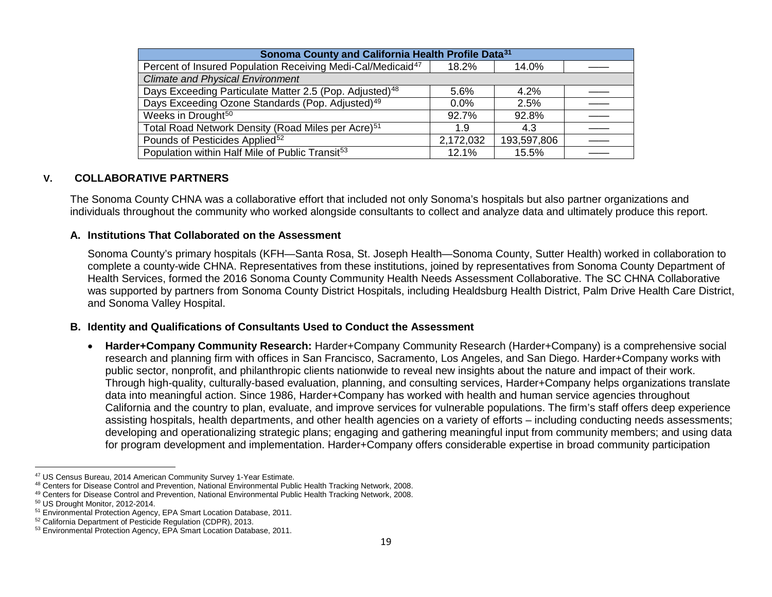| Sonoma County and California Health Profile Data[31] | | | |
|---|---|---|---|
| Percent of Insured Population Receiving Medi-Cal/Medicaid[47] | 18.2% | 14.0% | —— |
| *Climate and Physical Environment* | | | |
| Days Exceeding Particulate Matter 2.5 (Pop. Adjusted)[48] | 5.6% | 4.2% | —— |
| Days Exceeding Ozone Standards (Pop. Adjusted)[49] | 0.0% | 2.5% | —— |
| Weeks in Drought[50] | 92.7% | 92.8% | —— |
| Total Road Network Density (Road Miles per Acre)[51] | 1.9 | 4.3 | —— |
| Pounds of Pesticides Applied[52] | 2,172,032 | 193,597,806 | —— |
| Population within Half Mile of Public Transit[53] | 12.1% | 15.5% | —— |

## V. COLLABORATIVE PARTNERS

The Sonoma County CHNA was a collaborative effort that included not only Sonoma's hospitals but also partner organizations and individuals throughout the community who worked alongside consultants to collect and analyze data and ultimately produce this report.

### A. Institutions That Collaborated on the Assessment

Sonoma County's primary hospitals (KFH—Santa Rosa, St. Joseph Health—Sonoma County, Sutter Health) worked in collaboration to complete a county-wide CHNA. Representatives from these institutions, joined by representatives from Sonoma County Department of Health Services, formed the 2016 Sonoma County Community Health Needs Assessment Collaborative. The SC CHNA Collaborative was supported by partners from Sonoma County District Hospitals, including Healdsburg Health District, Palm Drive Health Care District, and Sonoma Valley Hospital.

### B. Identity and Qualifications of Consultants Used to Conduct the Assessment

- **Harder+Company Community Research:** Harder+Company Community Research (Harder+Company) is a comprehensive social research and planning firm with offices in San Francisco, Sacramento, Los Angeles, and San Diego. Harder+Company works with public sector, nonprofit, and philanthropic clients nationwide to reveal new insights about the nature and impact of their work. Through high-quality, culturally-based evaluation, planning, and consulting services, Harder+Company helps organizations translate data into meaningful action. Since 1986, Harder+Company has worked with health and human service agencies throughout California and the country to plan, evaluate, and improve services for vulnerable populations. The firm's staff offers deep experience assisting hospitals, health departments, and other health agencies on a variety of efforts – including conducting needs assessments; developing and operationalizing strategic plans; engaging and gathering meaningful input from community members; and using data for program development and implementation. Harder+Company offers considerable expertise in broad community participation

---

[47] US Census Bureau, 2014 American Community Survey 1-Year Estimate.

[48] Centers for Disease Control and Prevention, National Environmental Public Health Tracking Network, 2008.

[49] Centers for Disease Control and Prevention, National Environmental Public Health Tracking Network, 2008.

[50] US Drought Monitor, 2012-2014.

[51] Environmental Protection Agency, EPA Smart Location Database, 2011.

[52] California Department of Pesticide Regulation (CDPR), 2013.

[53] Environmental Protection Agency, EPA Smart Location Database, 2011.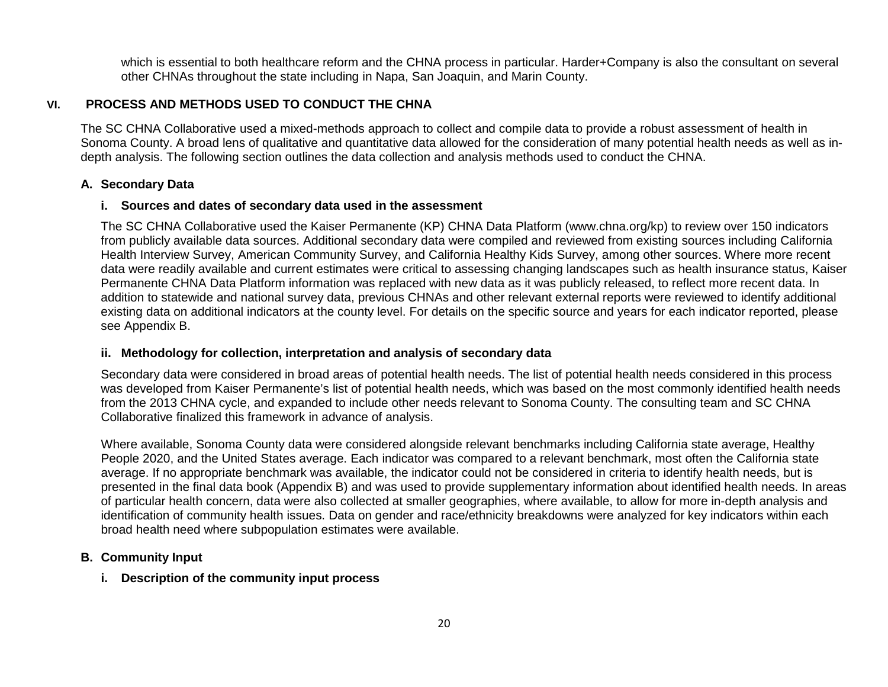which is essential to both healthcare reform and the CHNA process in particular. Harder+Company is also the consultant on several other CHNAs throughout the state including in Napa, San Joaquin, and Marin County.

## VI. PROCESS AND METHODS USED TO CONDUCT THE CHNA

The SC CHNA Collaborative used a mixed-methods approach to collect and compile data to provide a robust assessment of health in Sonoma County. A broad lens of qualitative and quantitative data allowed for the consideration of many potential health needs as well as in-depth analysis. The following section outlines the data collection and analysis methods used to conduct the CHNA.

### A. Secondary Data

#### i. Sources and dates of secondary data used in the assessment

The SC CHNA Collaborative used the Kaiser Permanente (KP) CHNA Data Platform (www.chna.org/kp) to review over 150 indicators from publicly available data sources. Additional secondary data were compiled and reviewed from existing sources including California Health Interview Survey, American Community Survey, and California Healthy Kids Survey, among other sources. Where more recent data were readily available and current estimates were critical to assessing changing landscapes such as health insurance status, Kaiser Permanente CHNA Data Platform information was replaced with new data as it was publicly released, to reflect more recent data. In addition to statewide and national survey data, previous CHNAs and other relevant external reports were reviewed to identify additional existing data on additional indicators at the county level. For details on the specific source and years for each indicator reported, please see Appendix B.

#### ii. Methodology for collection, interpretation and analysis of secondary data

Secondary data were considered in broad areas of potential health needs. The list of potential health needs considered in this process was developed from Kaiser Permanente's list of potential health needs, which was based on the most commonly identified health needs from the 2013 CHNA cycle, and expanded to include other needs relevant to Sonoma County. The consulting team and SC CHNA Collaborative finalized this framework in advance of analysis.

Where available, Sonoma County data were considered alongside relevant benchmarks including California state average, Healthy People 2020, and the United States average. Each indicator was compared to a relevant benchmark, most often the California state average. If no appropriate benchmark was available, the indicator could not be considered in criteria to identify health needs, but is presented in the final data book (Appendix B) and was used to provide supplementary information about identified health needs. In areas of particular health concern, data were also collected at smaller geographies, where available, to allow for more in-depth analysis and identification of community health issues. Data on gender and race/ethnicity breakdowns were analyzed for key indicators within each broad health need where subpopulation estimates were available.

### B. Community Input

#### i. Description of the community input process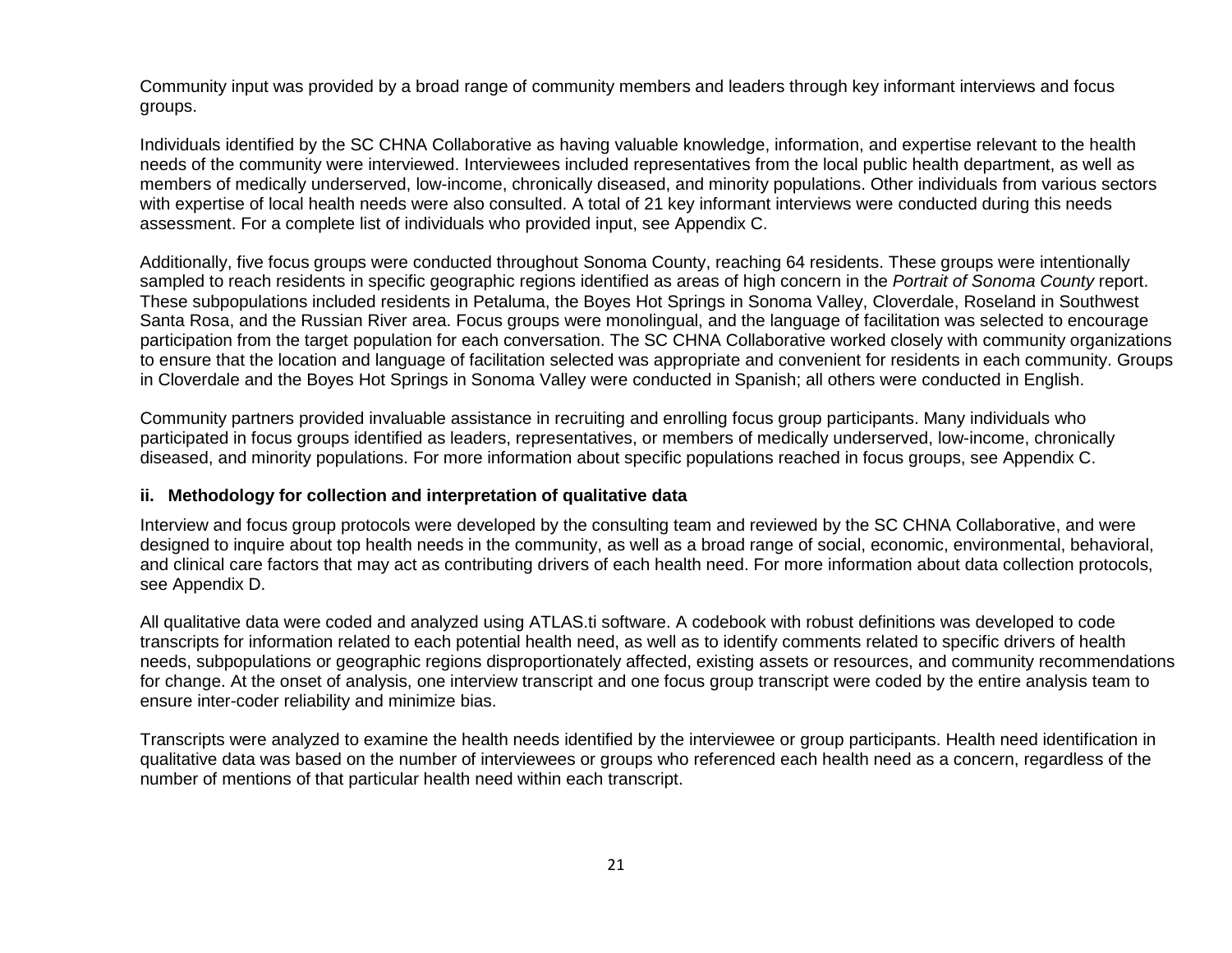Community input was provided by a broad range of community members and leaders through key informant interviews and focus groups.

Individuals identified by the SC CHNA Collaborative as having valuable knowledge, information, and expertise relevant to the health needs of the community were interviewed. Interviewees included representatives from the local public health department, as well as members of medically underserved, low-income, chronically diseased, and minority populations. Other individuals from various sectors with expertise of local health needs were also consulted. A total of 21 key informant interviews were conducted during this needs assessment. For a complete list of individuals who provided input, see Appendix C.

Additionally, five focus groups were conducted throughout Sonoma County, reaching 64 residents. These groups were intentionally sampled to reach residents in specific geographic regions identified as areas of high concern in the *Portrait of Sonoma County* report. These subpopulations included residents in Petaluma, the Boyes Hot Springs in Sonoma Valley, Cloverdale, Roseland in Southwest Santa Rosa, and the Russian River area. Focus groups were monolingual, and the language of facilitation was selected to encourage participation from the target population for each conversation. The SC CHNA Collaborative worked closely with community organizations to ensure that the location and language of facilitation selected was appropriate and convenient for residents in each community. Groups in Cloverdale and the Boyes Hot Springs in Sonoma Valley were conducted in Spanish; all others were conducted in English.

Community partners provided invaluable assistance in recruiting and enrolling focus group participants. Many individuals who participated in focus groups identified as leaders, representatives, or members of medically underserved, low-income, chronically diseased, and minority populations. For more information about specific populations reached in focus groups, see Appendix C.

### ii. Methodology for collection and interpretation of qualitative data

Interview and focus group protocols were developed by the consulting team and reviewed by the SC CHNA Collaborative, and were designed to inquire about top health needs in the community, as well as a broad range of social, economic, environmental, behavioral, and clinical care factors that may act as contributing drivers of each health need. For more information about data collection protocols, see Appendix D.

All qualitative data were coded and analyzed using ATLAS.ti software. A codebook with robust definitions was developed to code transcripts for information related to each potential health need, as well as to identify comments related to specific drivers of health needs, subpopulations or geographic regions disproportionately affected, existing assets or resources, and community recommendations for change. At the onset of analysis, one interview transcript and one focus group transcript were coded by the entire analysis team to ensure inter-coder reliability and minimize bias.

Transcripts were analyzed to examine the health needs identified by the interviewee or group participants. Health need identification in qualitative data was based on the number of interviewees or groups who referenced each health need as a concern, regardless of the number of mentions of that particular health need within each transcript.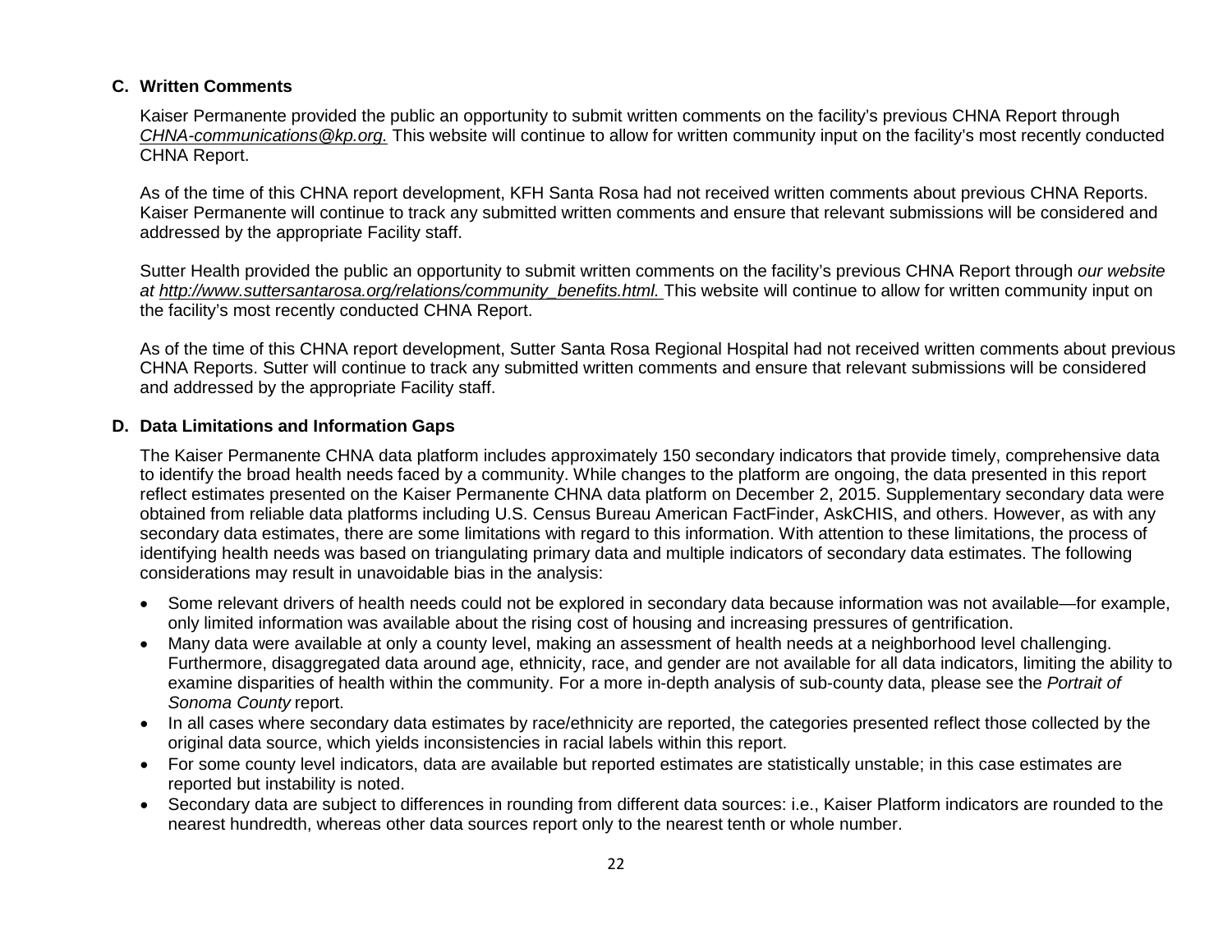### C. Written Comments

Kaiser Permanente provided the public an opportunity to submit written comments on the facility's previous CHNA Report through *CHNA-communications@kp.org.* This website will continue to allow for written community input on the facility's most recently conducted CHNA Report.

As of the time of this CHNA report development, KFH Santa Rosa had not received written comments about previous CHNA Reports. Kaiser Permanente will continue to track any submitted written comments and ensure that relevant submissions will be considered and addressed by the appropriate Facility staff.

Sutter Health provided the public an opportunity to submit written comments on the facility's previous CHNA Report through *our website at http://www.suttersantarosa.org/relations/community_benefits.html.* This website will continue to allow for written community input on the facility's most recently conducted CHNA Report.

As of the time of this CHNA report development, Sutter Santa Rosa Regional Hospital had not received written comments about previous CHNA Reports. Sutter will continue to track any submitted written comments and ensure that relevant submissions will be considered and addressed by the appropriate Facility staff.

### D. Data Limitations and Information Gaps

The Kaiser Permanente CHNA data platform includes approximately 150 secondary indicators that provide timely, comprehensive data to identify the broad health needs faced by a community. While changes to the platform are ongoing, the data presented in this report reflect estimates presented on the Kaiser Permanente CHNA data platform on December 2, 2015. Supplementary secondary data were obtained from reliable data platforms including U.S. Census Bureau American FactFinder, AskCHIS, and others. However, as with any secondary data estimates, there are some limitations with regard to this information. With attention to these limitations, the process of identifying health needs was based on triangulating primary data and multiple indicators of secondary data estimates. The following considerations may result in unavoidable bias in the analysis:

- Some relevant drivers of health needs could not be explored in secondary data because information was not available—for example, only limited information was available about the rising cost of housing and increasing pressures of gentrification.
- Many data were available at only a county level, making an assessment of health needs at a neighborhood level challenging. Furthermore, disaggregated data around age, ethnicity, race, and gender are not available for all data indicators, limiting the ability to examine disparities of health within the community. For a more in-depth analysis of sub-county data, please see the *Portrait of Sonoma County* report.
- In all cases where secondary data estimates by race/ethnicity are reported, the categories presented reflect those collected by the original data source, which yields inconsistencies in racial labels within this report.
- For some county level indicators, data are available but reported estimates are statistically unstable; in this case estimates are reported but instability is noted.
- Secondary data are subject to differences in rounding from different data sources: i.e., Kaiser Platform indicators are rounded to the nearest hundredth, whereas other data sources report only to the nearest tenth or whole number.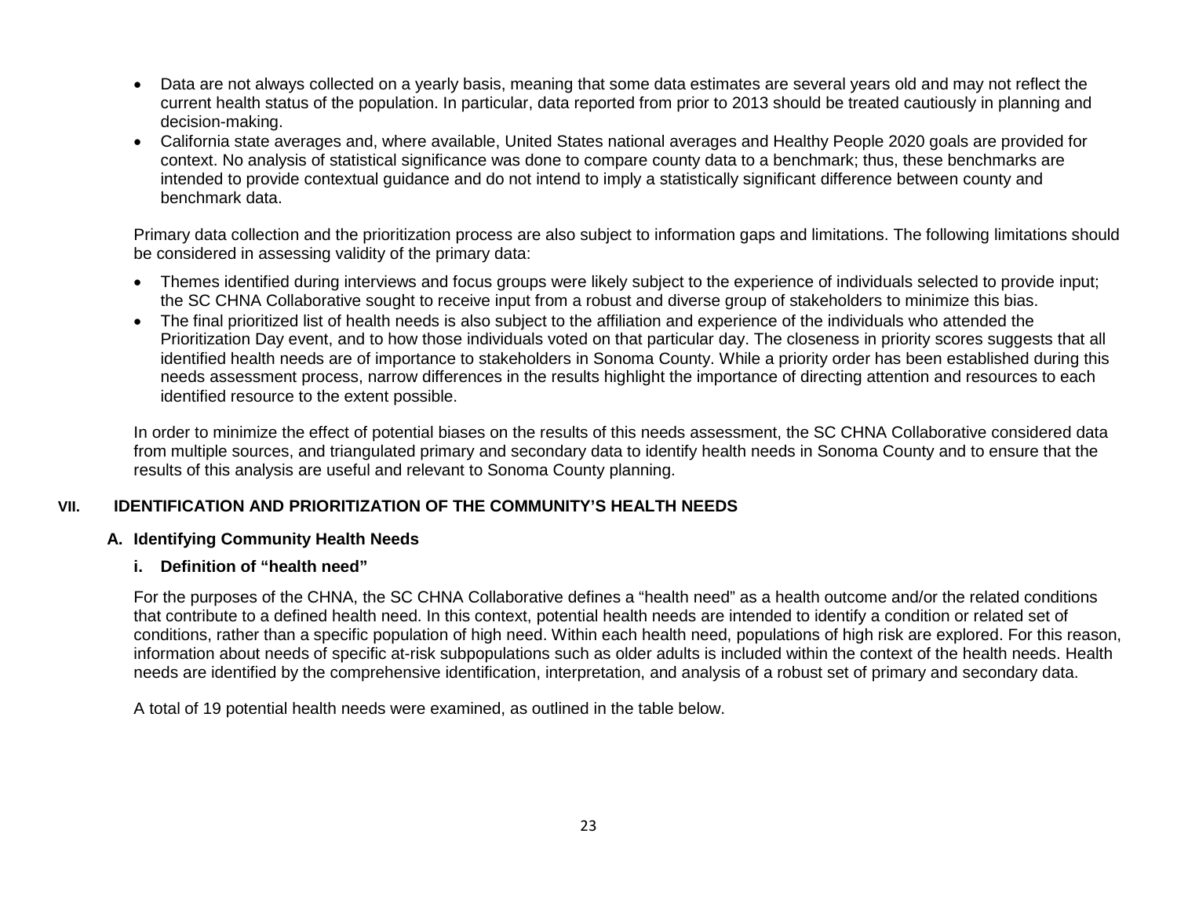- Data are not always collected on a yearly basis, meaning that some data estimates are several years old and may not reflect the current health status of the population. In particular, data reported from prior to 2013 should be treated cautiously in planning and decision-making.
- California state averages and, where available, United States national averages and Healthy People 2020 goals are provided for context. No analysis of statistical significance was done to compare county data to a benchmark; thus, these benchmarks are intended to provide contextual guidance and do not intend to imply a statistically significant difference between county and benchmark data.

Primary data collection and the prioritization process are also subject to information gaps and limitations. The following limitations should be considered in assessing validity of the primary data:

- Themes identified during interviews and focus groups were likely subject to the experience of individuals selected to provide input; the SC CHNA Collaborative sought to receive input from a robust and diverse group of stakeholders to minimize this bias.
- The final prioritized list of health needs is also subject to the affiliation and experience of the individuals who attended the Prioritization Day event, and to how those individuals voted on that particular day. The closeness in priority scores suggests that all identified health needs are of importance to stakeholders in Sonoma County. While a priority order has been established during this needs assessment process, narrow differences in the results highlight the importance of directing attention and resources to each identified resource to the extent possible.

In order to minimize the effect of potential biases on the results of this needs assessment, the SC CHNA Collaborative considered data from multiple sources, and triangulated primary and secondary data to identify health needs in Sonoma County and to ensure that the results of this analysis are useful and relevant to Sonoma County planning.

## VII. IDENTIFICATION AND PRIORITIZATION OF THE COMMUNITY'S HEALTH NEEDS

### A. Identifying Community Health Needs

#### i. Definition of "health need"

For the purposes of the CHNA, the SC CHNA Collaborative defines a "health need" as a health outcome and/or the related conditions that contribute to a defined health need. In this context, potential health needs are intended to identify a condition or related set of conditions, rather than a specific population of high need. Within each health need, populations of high risk are explored. For this reason, information about needs of specific at-risk subpopulations such as older adults is included within the context of the health needs. Health needs are identified by the comprehensive identification, interpretation, and analysis of a robust set of primary and secondary data.

A total of 19 potential health needs were examined, as outlined in the table below.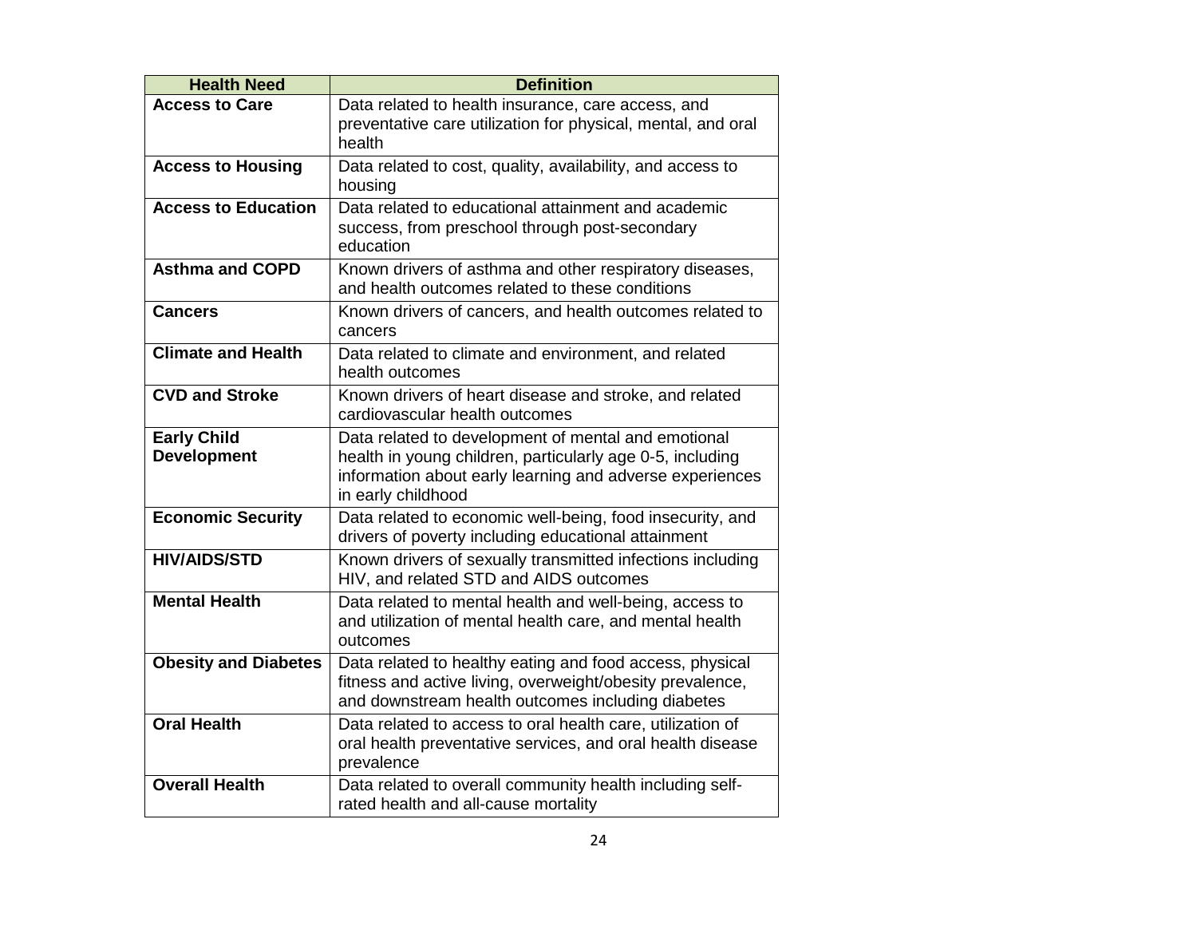| Health Need | Definition |
|---|---|
| **Access to Care** | Data related to health insurance, care access, and preventative care utilization for physical, mental, and oral health |
| **Access to Housing** | Data related to cost, quality, availability, and access to housing |
| **Access to Education** | Data related to educational attainment and academic success, from preschool through post-secondary education |
| **Asthma and COPD** | Known drivers of asthma and other respiratory diseases, and health outcomes related to these conditions |
| **Cancers** | Known drivers of cancers, and health outcomes related to cancers |
| **Climate and Health** | Data related to climate and environment, and related health outcomes |
| **CVD and Stroke** | Known drivers of heart disease and stroke, and related cardiovascular health outcomes |
| **Early Child Development** | Data related to development of mental and emotional health in young children, particularly age 0-5, including information about early learning and adverse experiences in early childhood |
| **Economic Security** | Data related to economic well-being, food insecurity, and drivers of poverty including educational attainment |
| **HIV/AIDS/STD** | Known drivers of sexually transmitted infections including HIV, and related STD and AIDS outcomes |
| **Mental Health** | Data related to mental health and well-being, access to and utilization of mental health care, and mental health outcomes |
| **Obesity and Diabetes** | Data related to healthy eating and food access, physical fitness and active living, overweight/obesity prevalence, and downstream health outcomes including diabetes |
| **Oral Health** | Data related to access to oral health care, utilization of oral health preventative services, and oral health disease prevalence |
| **Overall Health** | Data related to overall community health including self-rated health and all-cause mortality |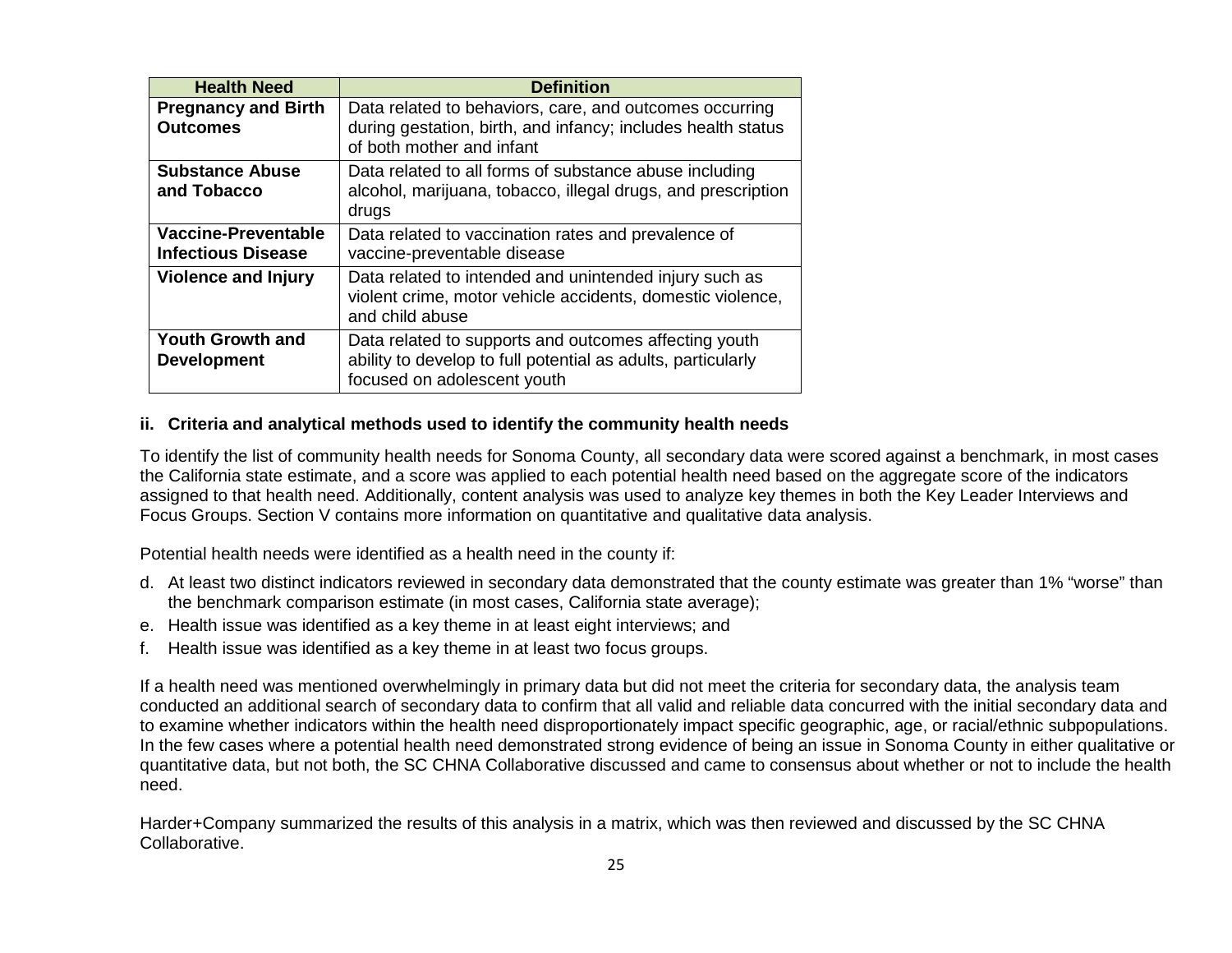| Health Need | Definition |
| --- | --- |
| **Pregnancy and Birth Outcomes** | Data related to behaviors, care, and outcomes occurring during gestation, birth, and infancy; includes health status of both mother and infant |
| **Substance Abuse and Tobacco** | Data related to all forms of substance abuse including alcohol, marijuana, tobacco, illegal drugs, and prescription drugs |
| **Vaccine-Preventable Infectious Disease** | Data related to vaccination rates and prevalence of vaccine-preventable disease |
| **Violence and Injury** | Data related to intended and unintended injury such as violent crime, motor vehicle accidents, domestic violence, and child abuse |
| **Youth Growth and Development** | Data related to supports and outcomes affecting youth ability to develop to full potential as adults, particularly focused on adolescent youth |

### ii. Criteria and analytical methods used to identify the community health needs

To identify the list of community health needs for Sonoma County, all secondary data were scored against a benchmark, in most cases the California state estimate, and a score was applied to each potential health need based on the aggregate score of the indicators assigned to that health need. Additionally, content analysis was used to analyze key themes in both the Key Leader Interviews and Focus Groups. Section V contains more information on quantitative and qualitative data analysis.

Potential health needs were identified as a health need in the county if:

d. At least two distinct indicators reviewed in secondary data demonstrated that the county estimate was greater than 1% "worse" than the benchmark comparison estimate (in most cases, California state average);
e. Health issue was identified as a key theme in at least eight interviews; and
f. Health issue was identified as a key theme in at least two focus groups.

If a health need was mentioned overwhelmingly in primary data but did not meet the criteria for secondary data, the analysis team conducted an additional search of secondary data to confirm that all valid and reliable data concurred with the initial secondary data and to examine whether indicators within the health need disproportionately impact specific geographic, age, or racial/ethnic subpopulations. In the few cases where a potential health need demonstrated strong evidence of being an issue in Sonoma County in either qualitative or quantitative data, but not both, the SC CHNA Collaborative discussed and came to consensus about whether or not to include the health need.

Harder+Company summarized the results of this analysis in a matrix, which was then reviewed and discussed by the SC CHNA Collaborative.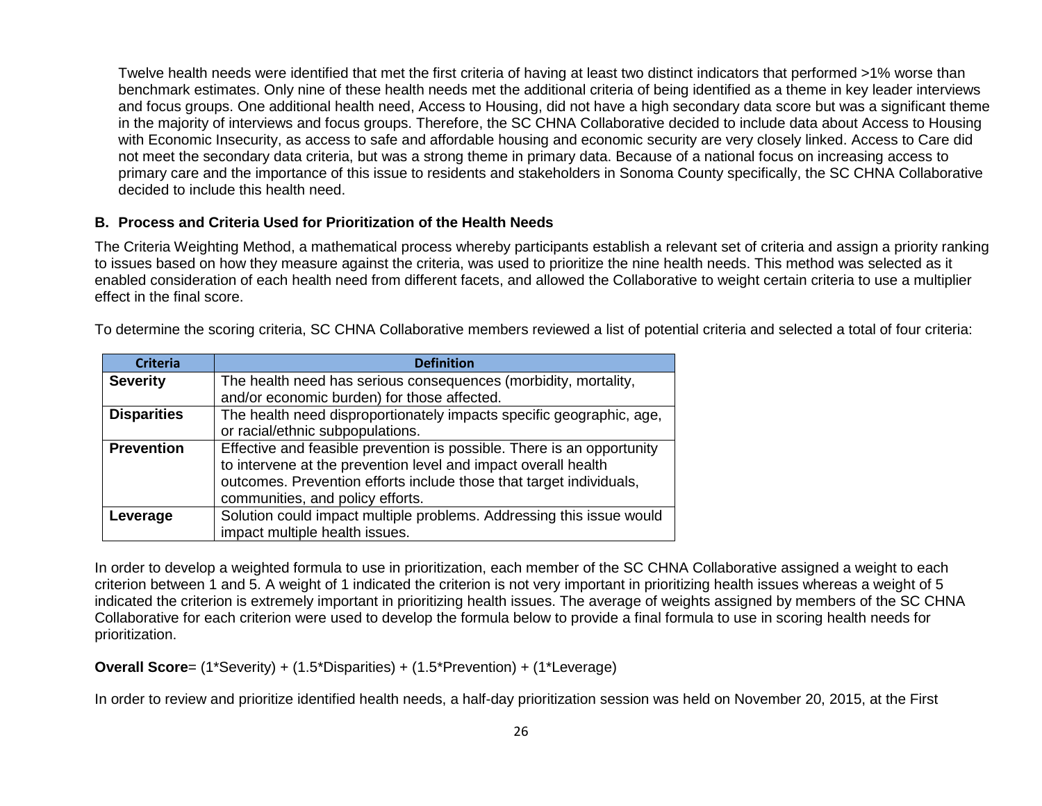Twelve health needs were identified that met the first criteria of having at least two distinct indicators that performed >1% worse than benchmark estimates. Only nine of these health needs met the additional criteria of being identified as a theme in key leader interviews and focus groups. One additional health need, Access to Housing, did not have a high secondary data score but was a significant theme in the majority of interviews and focus groups. Therefore, the SC CHNA Collaborative decided to include data about Access to Housing with Economic Insecurity, as access to safe and affordable housing and economic security are very closely linked. Access to Care did not meet the secondary data criteria, but was a strong theme in primary data. Because of a national focus on increasing access to primary care and the importance of this issue to residents and stakeholders in Sonoma County specifically, the SC CHNA Collaborative decided to include this health need.

### B. Process and Criteria Used for Prioritization of the Health Needs

The Criteria Weighting Method, a mathematical process whereby participants establish a relevant set of criteria and assign a priority ranking to issues based on how they measure against the criteria, was used to prioritize the nine health needs. This method was selected as it enabled consideration of each health need from different facets, and allowed the Collaborative to weight certain criteria to use a multiplier effect in the final score.

To determine the scoring criteria, SC CHNA Collaborative members reviewed a list of potential criteria and selected a total of four criteria:

| Criteria | Definition |
|---|---|
| **Severity** | The health need has serious consequences (morbidity, mortality, and/or economic burden) for those affected. |
| **Disparities** | The health need disproportionately impacts specific geographic, age, or racial/ethnic subpopulations. |
| **Prevention** | Effective and feasible prevention is possible. There is an opportunity to intervene at the prevention level and impact overall health outcomes. Prevention efforts include those that target individuals, communities, and policy efforts. |
| **Leverage** | Solution could impact multiple problems. Addressing this issue would impact multiple health issues. |

In order to develop a weighted formula to use in prioritization, each member of the SC CHNA Collaborative assigned a weight to each criterion between 1 and 5. A weight of 1 indicated the criterion is not very important in prioritizing health issues whereas a weight of 5 indicated the criterion is extremely important in prioritizing health issues. The average of weights assigned by members of the SC CHNA Collaborative for each criterion were used to develop the formula below to provide a final formula to use in scoring health needs for prioritization.

**Overall Score**= (1*Severity) + (1.5*Disparities) + (1.5*Prevention) + (1*Leverage)

In order to review and prioritize identified health needs, a half-day prioritization session was held on November 20, 2015, at the First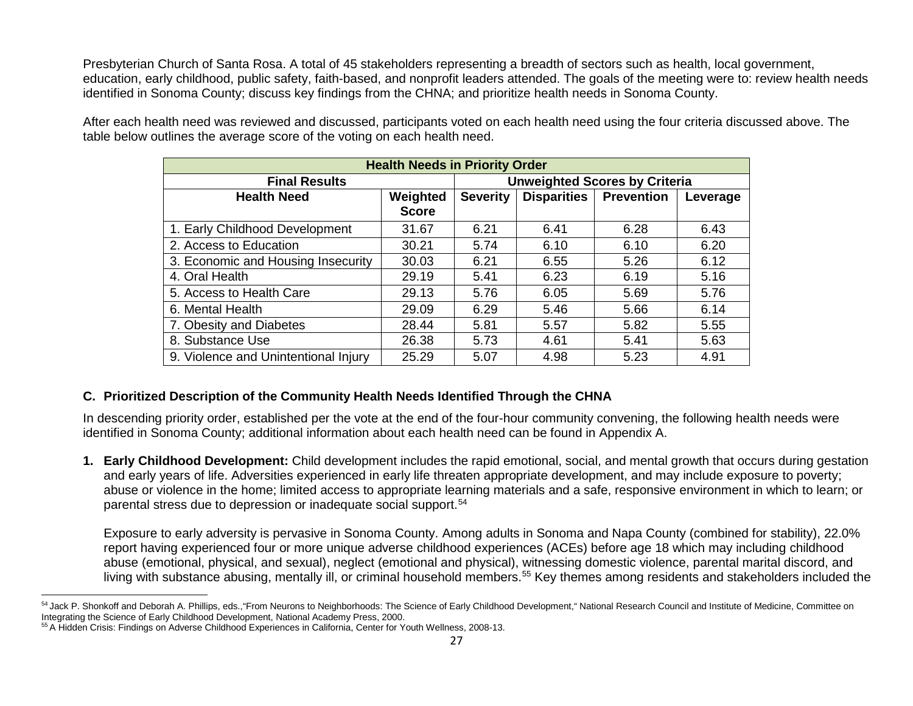Presbyterian Church of Santa Rosa. A total of 45 stakeholders representing a breadth of sectors such as health, local government, education, early childhood, public safety, faith-based, and nonprofit leaders attended. The goals of the meeting were to: review health needs identified in Sonoma County; discuss key findings from the CHNA; and prioritize health needs in Sonoma County.

After each health need was reviewed and discussed, participants voted on each health need using the four criteria discussed above. The table below outlines the average score of the voting on each health need.

| Health Needs in Priority Order | | | | | |
|---|---|---|---|---|---|
| **Final Results** | | **Unweighted Scores by Criteria** | | | |
| **Health Need** | **Weighted Score** | **Severity** | **Disparities** | **Prevention** | **Leverage** |
| 1. Early Childhood Development | 31.67 | 6.21 | 6.41 | 6.28 | 6.43 |
| 2. Access to Education | 30.21 | 5.74 | 6.10 | 6.10 | 6.20 |
| 3. Economic and Housing Insecurity | 30.03 | 6.21 | 6.55 | 5.26 | 6.12 |
| 4. Oral Health | 29.19 | 5.41 | 6.23 | 6.19 | 5.16 |
| 5. Access to Health Care | 29.13 | 5.76 | 6.05 | 5.69 | 5.76 |
| 6. Mental Health | 29.09 | 6.29 | 5.46 | 5.66 | 6.14 |
| 7. Obesity and Diabetes | 28.44 | 5.81 | 5.57 | 5.82 | 5.55 |
| 8. Substance Use | 26.38 | 5.73 | 4.61 | 5.41 | 5.63 |
| 9. Violence and Unintentional Injury | 25.29 | 5.07 | 4.98 | 5.23 | 4.91 |

### C. Prioritized Description of the Community Health Needs Identified Through the CHNA

In descending priority order, established per the vote at the end of the four-hour community convening, the following health needs were identified in Sonoma County; additional information about each health need can be found in Appendix A.

1. **Early Childhood Development:** Child development includes the rapid emotional, social, and mental growth that occurs during gestation and early years of life. Adversities experienced in early life threaten appropriate development, and may include exposure to poverty; abuse or violence in the home; limited access to appropriate learning materials and a safe, responsive environment in which to learn; or parental stress due to depression or inadequate social support.[54]

   Exposure to early adversity is pervasive in Sonoma County. Among adults in Sonoma and Napa County (combined for stability), 22.0% report having experienced four or more unique adverse childhood experiences (ACEs) before age 18 which may including childhood abuse (emotional, physical, and sexual), neglect (emotional and physical), witnessing domestic violence, parental marital discord, and living with substance abusing, mentally ill, or criminal household members.[55] Key themes among residents and stakeholders included the

---

[54] Jack P. Shonkoff and Deborah A. Phillips, eds.,"From Neurons to Neighborhoods: The Science of Early Childhood Development," National Research Council and Institute of Medicine, Committee on Integrating the Science of Early Childhood Development, National Academy Press, 2000.

[55] A Hidden Crisis: Findings on Adverse Childhood Experiences in California, Center for Youth Wellness, 2008-13.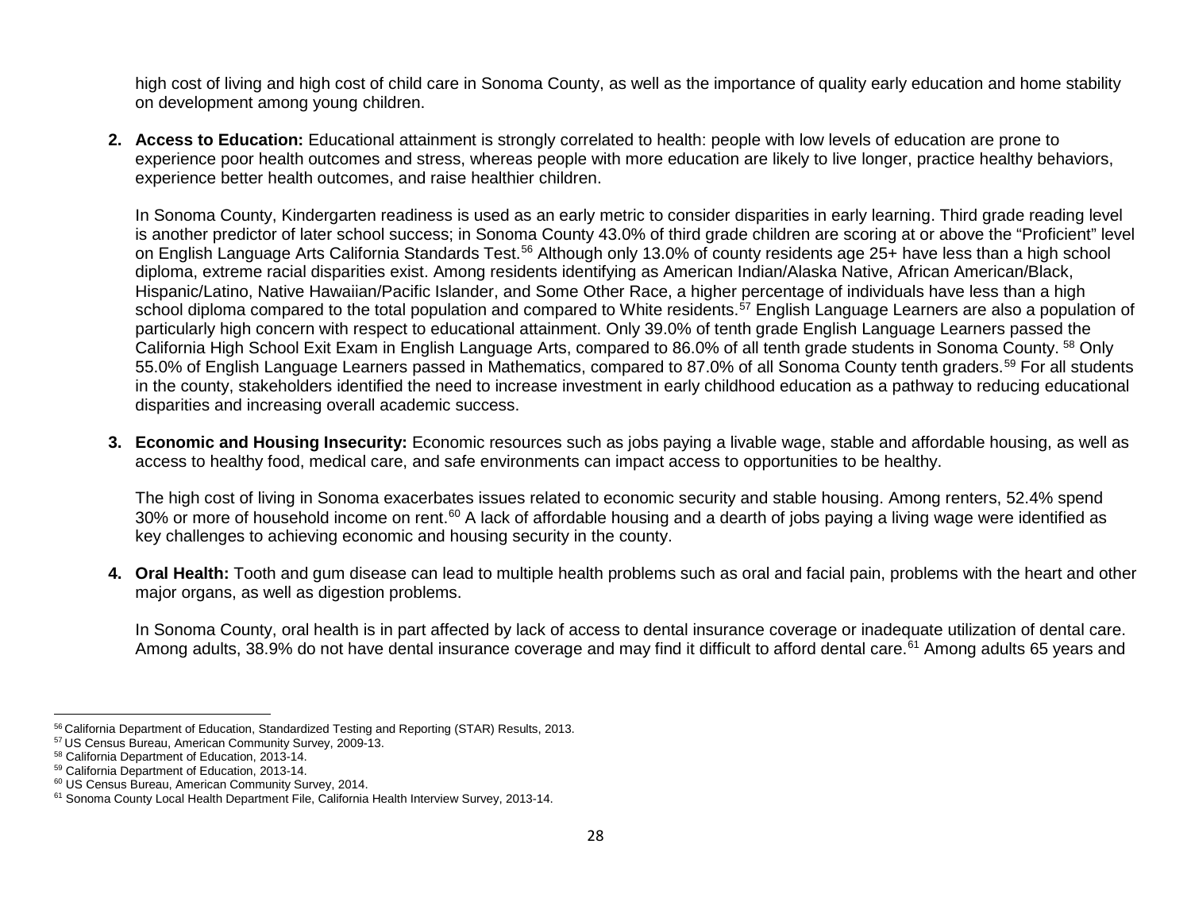high cost of living and high cost of child care in Sonoma County, as well as the importance of quality early education and home stability on development among young children.

2. **Access to Education:** Educational attainment is strongly correlated to health: people with low levels of education are prone to experience poor health outcomes and stress, whereas people with more education are likely to live longer, practice healthy behaviors, experience better health outcomes, and raise healthier children.

   In Sonoma County, Kindergarten readiness is used as an early metric to consider disparities in early learning. Third grade reading level is another predictor of later school success; in Sonoma County 43.0% of third grade children are scoring at or above the "Proficient" level on English Language Arts California Standards Test.[56] Although only 13.0% of county residents age 25+ have less than a high school diploma, extreme racial disparities exist. Among residents identifying as American Indian/Alaska Native, African American/Black, Hispanic/Latino, Native Hawaiian/Pacific Islander, and Some Other Race, a higher percentage of individuals have less than a high school diploma compared to the total population and compared to White residents.[57] English Language Learners are also a population of particularly high concern with respect to educational attainment. Only 39.0% of tenth grade English Language Learners passed the California High School Exit Exam in English Language Arts, compared to 86.0% of all tenth grade students in Sonoma County.[58] Only 55.0% of English Language Learners passed in Mathematics, compared to 87.0% of all Sonoma County tenth graders.[59] For all students in the county, stakeholders identified the need to increase investment in early childhood education as a pathway to reducing educational disparities and increasing overall academic success.

3. **Economic and Housing Insecurity:** Economic resources such as jobs paying a livable wage, stable and affordable housing, as well as access to healthy food, medical care, and safe environments can impact access to opportunities to be healthy.

   The high cost of living in Sonoma exacerbates issues related to economic security and stable housing. Among renters, 52.4% spend 30% or more of household income on rent.[60] A lack of affordable housing and a dearth of jobs paying a living wage were identified as key challenges to achieving economic and housing security in the county.

4. **Oral Health:** Tooth and gum disease can lead to multiple health problems such as oral and facial pain, problems with the heart and other major organs, as well as digestion problems.

   In Sonoma County, oral health is in part affected by lack of access to dental insurance coverage or inadequate utilization of dental care. Among adults, 38.9% do not have dental insurance coverage and may find it difficult to afford dental care.[61] Among adults 65 years and

---

[56] California Department of Education, Standardized Testing and Reporting (STAR) Results, 2013.
[57] US Census Bureau, American Community Survey, 2009-13.
[58] California Department of Education, 2013-14.
[59] California Department of Education, 2013-14.
[60] US Census Bureau, American Community Survey, 2014.
[61] Sonoma County Local Health Department File, California Health Interview Survey, 2013-14.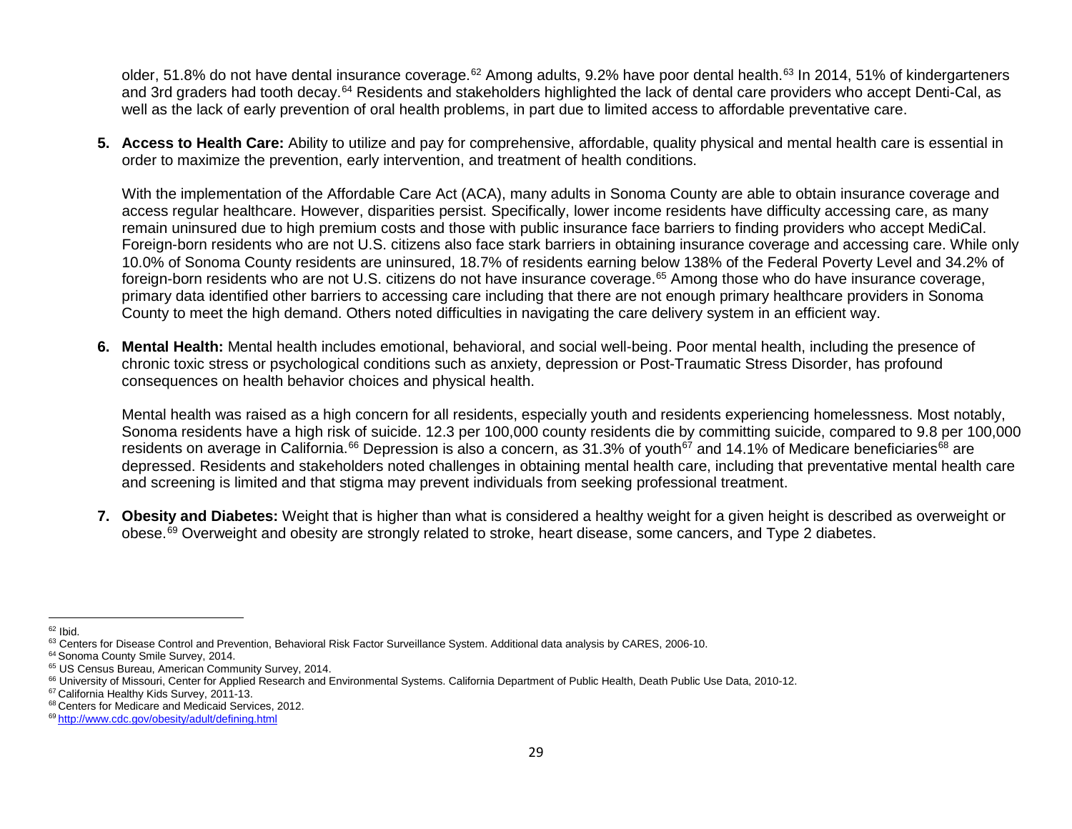older, 51.8% do not have dental insurance coverage.[62] Among adults, 9.2% have poor dental health.[63] In 2014, 51% of kindergarteners and 3rd graders had tooth decay.[64] Residents and stakeholders highlighted the lack of dental care providers who accept Denti-Cal, as well as the lack of early prevention of oral health problems, in part due to limited access to affordable preventative care.

5. **Access to Health Care:** Ability to utilize and pay for comprehensive, affordable, quality physical and mental health care is essential in order to maximize the prevention, early intervention, and treatment of health conditions.

   With the implementation of the Affordable Care Act (ACA), many adults in Sonoma County are able to obtain insurance coverage and access regular healthcare. However, disparities persist. Specifically, lower income residents have difficulty accessing care, as many remain uninsured due to high premium costs and those with public insurance face barriers to finding providers who accept MediCal. Foreign-born residents who are not U.S. citizens also face stark barriers in obtaining insurance coverage and accessing care. While only 10.0% of Sonoma County residents are uninsured, 18.7% of residents earning below 138% of the Federal Poverty Level and 34.2% of foreign-born residents who are not U.S. citizens do not have insurance coverage.[65] Among those who do have insurance coverage, primary data identified other barriers to accessing care including that there are not enough primary healthcare providers in Sonoma County to meet the high demand. Others noted difficulties in navigating the care delivery system in an efficient way.

6. **Mental Health:** Mental health includes emotional, behavioral, and social well-being. Poor mental health, including the presence of chronic toxic stress or psychological conditions such as anxiety, depression or Post-Traumatic Stress Disorder, has profound consequences on health behavior choices and physical health.

   Mental health was raised as a high concern for all residents, especially youth and residents experiencing homelessness. Most notably, Sonoma residents have a high risk of suicide. 12.3 per 100,000 county residents die by committing suicide, compared to 9.8 per 100,000 residents on average in California.[66] Depression is also a concern, as 31.3% of youth[67] and 14.1% of Medicare beneficiaries[68] are depressed. Residents and stakeholders noted challenges in obtaining mental health care, including that preventative mental health care and screening is limited and that stigma may prevent individuals from seeking professional treatment.

7. **Obesity and Diabetes:** Weight that is higher than what is considered a healthy weight for a given height is described as overweight or obese.[69] Overweight and obesity are strongly related to stroke, heart disease, some cancers, and Type 2 diabetes.

---

[62] Ibid.
[63] Centers for Disease Control and Prevention, Behavioral Risk Factor Surveillance System. Additional data analysis by CARES, 2006-10.
[64] Sonoma County Smile Survey, 2014.
[65] US Census Bureau, American Community Survey, 2014.
[66] University of Missouri, Center for Applied Research and Environmental Systems. California Department of Public Health, Death Public Use Data, 2010-12.
[67] California Healthy Kids Survey, 2011-13.
[68] Centers for Medicare and Medicaid Services, 2012.
[69] http://www.cdc.gov/obesity/adult/defining.html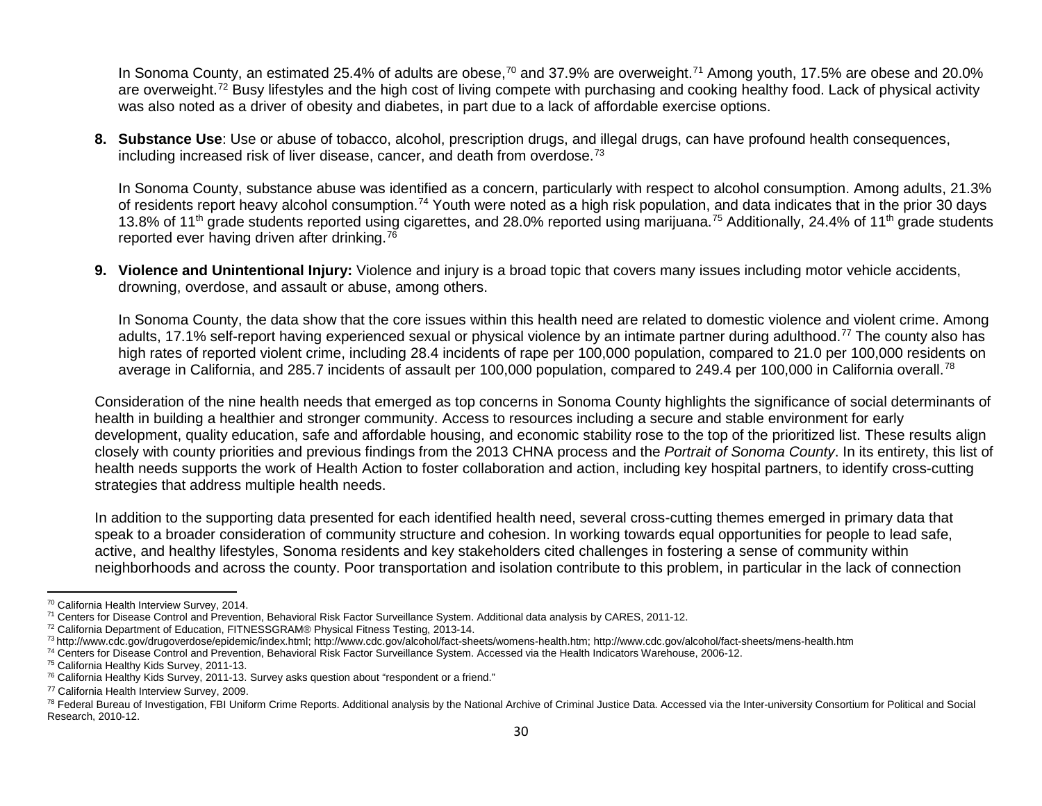In Sonoma County, an estimated 25.4% of adults are obese,[70] and 37.9% are overweight.[71] Among youth, 17.5% are obese and 20.0% are overweight.[72] Busy lifestyles and the high cost of living compete with purchasing and cooking healthy food. Lack of physical activity was also noted as a driver of obesity and diabetes, in part due to a lack of affordable exercise options.

8. **Substance Use**: Use or abuse of tobacco, alcohol, prescription drugs, and illegal drugs, can have profound health consequences, including increased risk of liver disease, cancer, and death from overdose.[73]

   In Sonoma County, substance abuse was identified as a concern, particularly with respect to alcohol consumption. Among adults, 21.3% of residents report heavy alcohol consumption.[74] Youth were noted as a high risk population, and data indicates that in the prior 30 days 13.8% of 11th grade students reported using cigarettes, and 28.0% reported using marijuana.[75] Additionally, 24.4% of 11th grade students reported ever having driven after drinking.[76]

9. **Violence and Unintentional Injury:** Violence and injury is a broad topic that covers many issues including motor vehicle accidents, drowning, overdose, and assault or abuse, among others.

   In Sonoma County, the data show that the core issues within this health need are related to domestic violence and violent crime. Among adults, 17.1% self-report having experienced sexual or physical violence by an intimate partner during adulthood.[77] The county also has high rates of reported violent crime, including 28.4 incidents of rape per 100,000 population, compared to 21.0 per 100,000 residents on average in California, and 285.7 incidents of assault per 100,000 population, compared to 249.4 per 100,000 in California overall.[78]

Consideration of the nine health needs that emerged as top concerns in Sonoma County highlights the significance of social determinants of health in building a healthier and stronger community. Access to resources including a secure and stable environment for early development, quality education, safe and affordable housing, and economic stability rose to the top of the prioritized list. These results align closely with county priorities and previous findings from the 2013 CHNA process and the *Portrait of Sonoma County*. In its entirety, this list of health needs supports the work of Health Action to foster collaboration and action, including key hospital partners, to identify cross-cutting strategies that address multiple health needs.

In addition to the supporting data presented for each identified health need, several cross-cutting themes emerged in primary data that speak to a broader consideration of community structure and cohesion. In working towards equal opportunities for people to lead safe, active, and healthy lifestyles, Sonoma residents and key stakeholders cited challenges in fostering a sense of community within neighborhoods and across the county. Poor transportation and isolation contribute to this problem, in particular in the lack of connection

---

[70] California Health Interview Survey, 2014.

[71] Centers for Disease Control and Prevention, Behavioral Risk Factor Surveillance System. Additional data analysis by CARES, 2011-12.

[72] California Department of Education, FITNESSGRAM® Physical Fitness Testing, 2013-14.

[73] http://www.cdc.gov/drugoverdose/epidemic/index.html; http://www.cdc.gov/alcohol/fact-sheets/womens-health.htm; http://www.cdc.gov/alcohol/fact-sheets/mens-health.htm

[74] Centers for Disease Control and Prevention, Behavioral Risk Factor Surveillance System. Accessed via the Health Indicators Warehouse, 2006-12.

[75] California Healthy Kids Survey, 2011-13.

[76] California Healthy Kids Survey, 2011-13. Survey asks question about "respondent or a friend."

[77] California Health Interview Survey, 2009.

[78] Federal Bureau of Investigation, FBI Uniform Crime Reports. Additional analysis by the National Archive of Criminal Justice Data. Accessed via the Inter-university Consortium for Political and Social Research, 2010-12.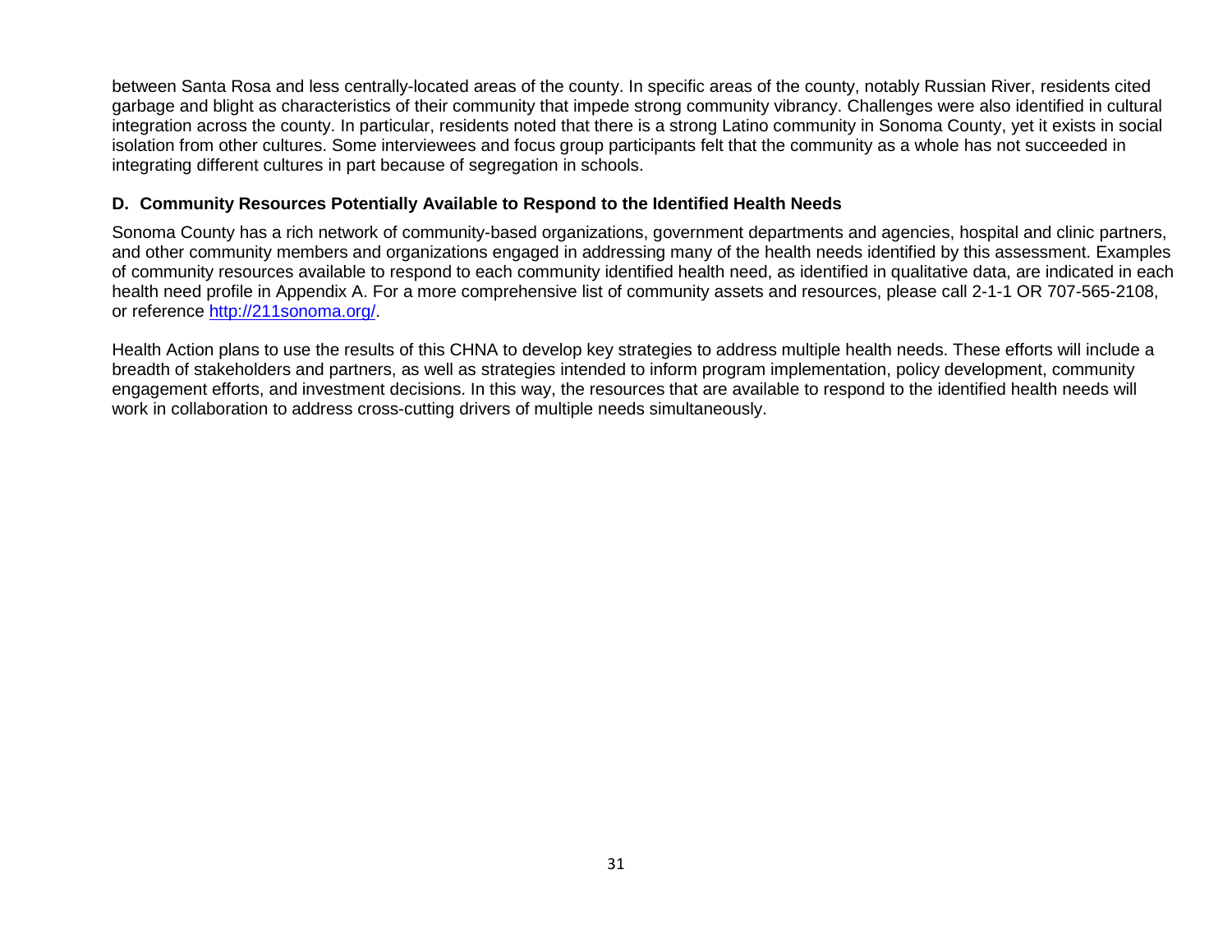between Santa Rosa and less centrally-located areas of the county. In specific areas of the county, notably Russian River, residents cited garbage and blight as characteristics of their community that impede strong community vibrancy. Challenges were also identified in cultural integration across the county. In particular, residents noted that there is a strong Latino community in Sonoma County, yet it exists in social isolation from other cultures. Some interviewees and focus group participants felt that the community as a whole has not succeeded in integrating different cultures in part because of segregation in schools.

### D. Community Resources Potentially Available to Respond to the Identified Health Needs

Sonoma County has a rich network of community-based organizations, government departments and agencies, hospital and clinic partners, and other community members and organizations engaged in addressing many of the health needs identified by this assessment. Examples of community resources available to respond to each community identified health need, as identified in qualitative data, are indicated in each health need profile in Appendix A. For a more comprehensive list of community assets and resources, please call 2-1-1 OR 707-565-2108, or reference [http://211sonoma.org/](http://211sonoma.org/).

Health Action plans to use the results of this CHNA to develop key strategies to address multiple health needs. These efforts will include a breadth of stakeholders and partners, as well as strategies intended to inform program implementation, policy development, community engagement efforts, and investment decisions. In this way, the resources that are available to respond to the identified health needs will work in collaboration to address cross-cutting drivers of multiple needs simultaneously.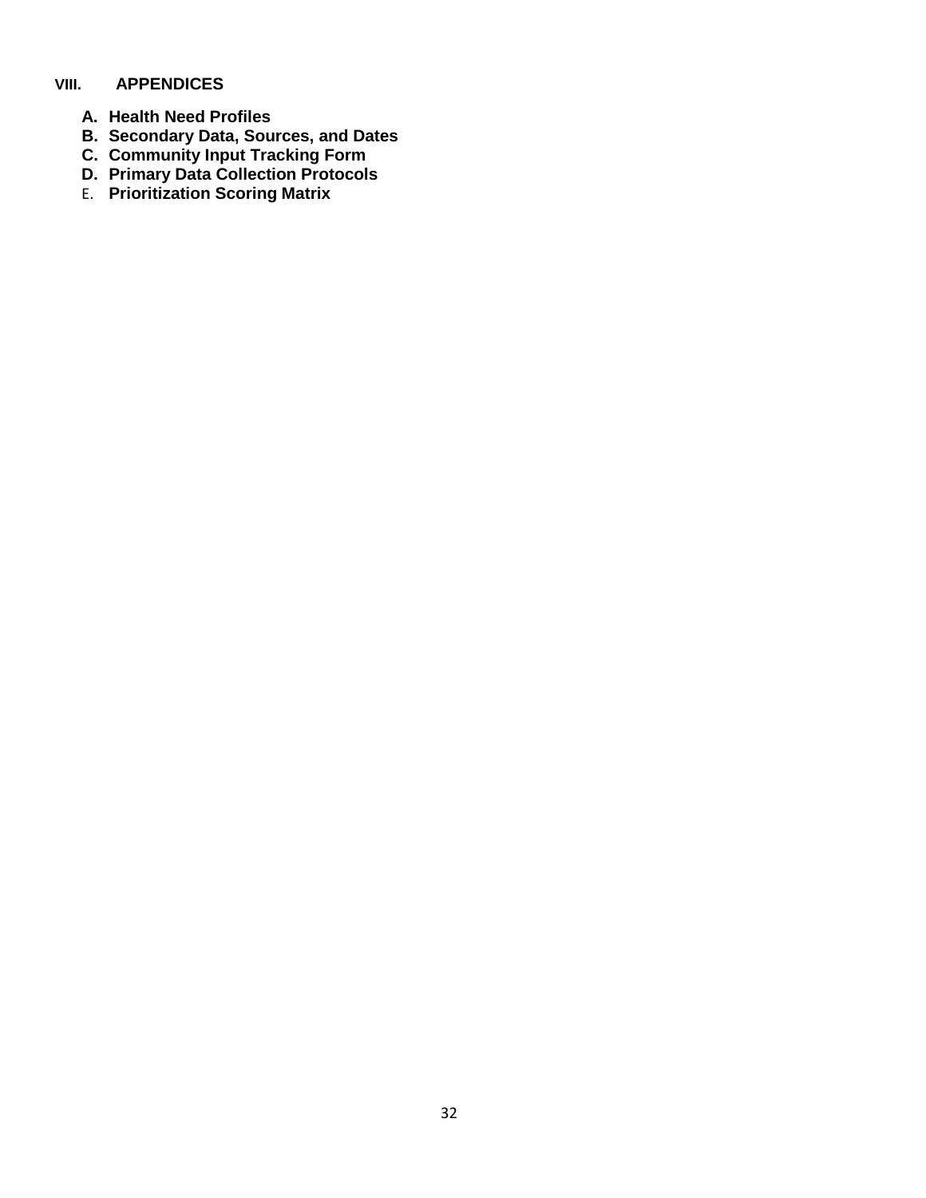## VIII. APPENDICES

- **A. Health Need Profiles**
- **B. Secondary Data, Sources, and Dates**
- **C. Community Input Tracking Form**
- **D. Primary Data Collection Protocols**
- E. **Prioritization Scoring Matrix**